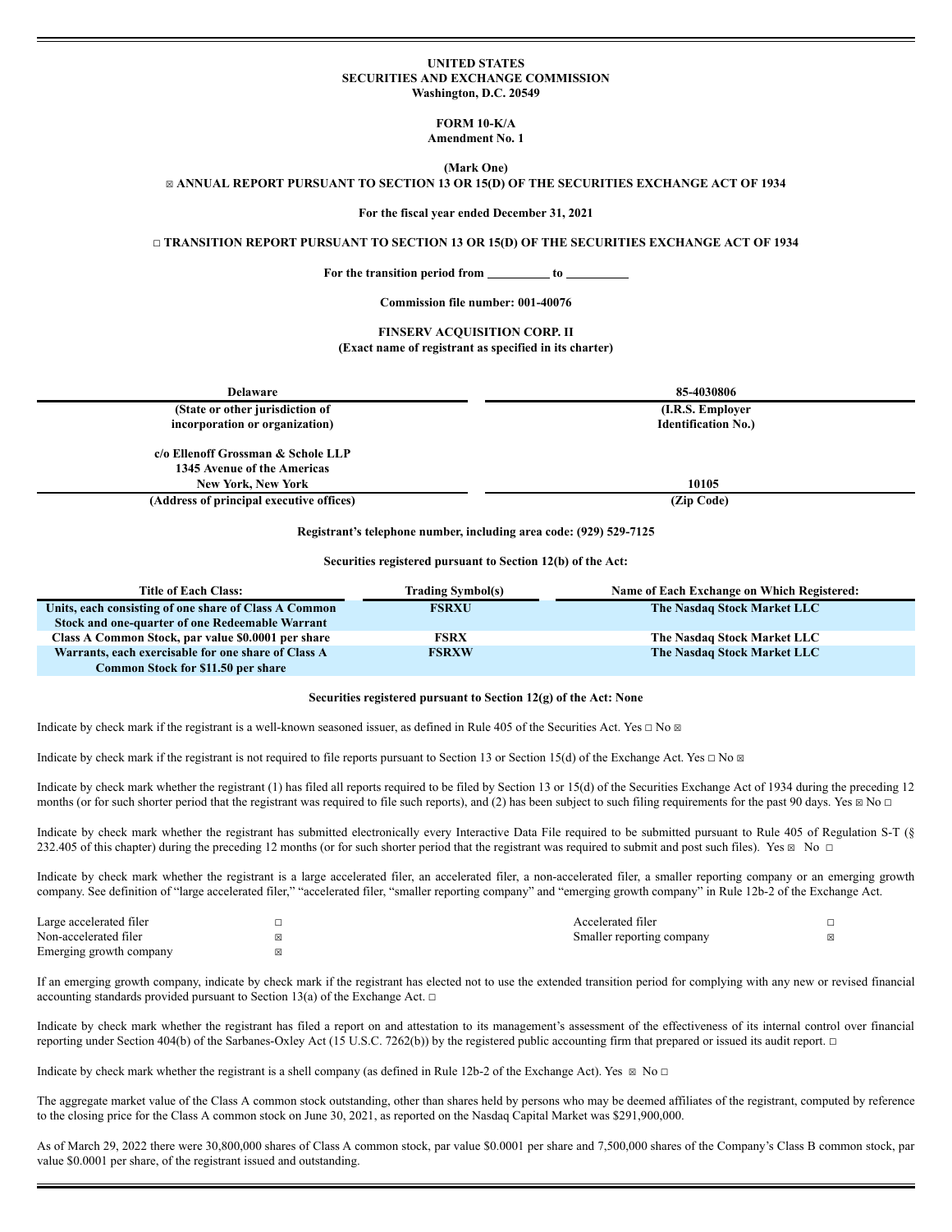**UNITED STATES**
**SECURITIES AND EXCHANGE COMMISSION**
**Washington, D.C. 20549**

**FORM 10-K/A**
**Amendment No. 1**

**(Mark One)**

☒ **ANNUAL REPORT PURSUANT TO SECTION 13 OR 15(D) OF THE SECURITIES EXCHANGE ACT OF 1934**

**For the fiscal year ended December 31, 2021**

☐ **TRANSITION REPORT PURSUANT TO SECTION 13 OR 15(D) OF THE SECURITIES EXCHANGE ACT OF 1934**

**For the transition period from \_\_\_\_\_\_\_\_\_\_ to \_\_\_\_\_\_\_\_\_\_**

**Commission file number: 001-40076**

**FINSERV ACQUISITION CORP. II**
**(Exact name of registrant as specified in its charter)**

| **Delaware** | **85-4030806** |
|---|---|
| **(State or other jurisdiction of incorporation or organization)** | **(I.R.S. Employer Identification No.)** |
| **c/o Ellenoff Grossman & Schole LLP 1345 Avenue of the Americas New York, New York** | **10105** |
| **(Address of principal executive offices)** | **(Zip Code)** |

**Registrant's telephone number, including area code: (929) 529-7125**

**Securities registered pursuant to Section 12(b) of the Act:**

| Title of Each Class: | Trading Symbol(s) | Name of Each Exchange on Which Registered: |
|---|---|---|
| **Units, each consisting of one share of Class A Common Stock and one-quarter of one Redeemable Warrant** | **FSRXU** | **The Nasdaq Stock Market LLC** |
| **Class A Common Stock, par value $0.0001 per share** | **FSRX** | **The Nasdaq Stock Market LLC** |
| **Warrants, each exercisable for one share of Class A Common Stock for $11.50 per share** | **FSRXW** | **The Nasdaq Stock Market LLC** |

**Securities registered pursuant to Section 12(g) of the Act: None**

Indicate by check mark if the registrant is a well-known seasoned issuer, as defined in Rule 405 of the Securities Act. Yes ☐ No ☒

Indicate by check mark if the registrant is not required to file reports pursuant to Section 13 or Section 15(d) of the Exchange Act. Yes ☐ No ☒

Indicate by check mark whether the registrant (1) has filed all reports required to be filed by Section 13 or 15(d) of the Securities Exchange Act of 1934 during the preceding 12 months (or for such shorter period that the registrant was required to file such reports), and (2) has been subject to such filing requirements for the past 90 days. Yes ☒ No ☐

Indicate by check mark whether the registrant has submitted electronically every Interactive Data File required to be submitted pursuant to Rule 405 of Regulation S-T (§ 232.405 of this chapter) during the preceding 12 months (or for such shorter period that the registrant was required to submit and post such files). Yes ☒ No ☐

Indicate by check mark whether the registrant is a large accelerated filer, an accelerated filer, a non-accelerated filer, a smaller reporting company or an emerging growth company. See definition of "large accelerated filer," "accelerated filer, "smaller reporting company" and "emerging growth company" in Rule 12b-2 of the Exchange Act.

| | | | |
|---|---|---|---|
| Large accelerated filer | ☐ | Accelerated filer | ☐ |
| Non-accelerated filer | ☒ | Smaller reporting company | ☒ |
| Emerging growth company | ☒ | | |

If an emerging growth company, indicate by check mark if the registrant has elected not to use the extended transition period for complying with any new or revised financial accounting standards provided pursuant to Section 13(a) of the Exchange Act. ☐

Indicate by check mark whether the registrant has filed a report on and attestation to its management's assessment of the effectiveness of its internal control over financial reporting under Section 404(b) of the Sarbanes-Oxley Act (15 U.S.C. 7262(b)) by the registered public accounting firm that prepared or issued its audit report. ☐

Indicate by check mark whether the registrant is a shell company (as defined in Rule 12b-2 of the Exchange Act). Yes ☒ No ☐

The aggregate market value of the Class A common stock outstanding, other than shares held by persons who may be deemed affiliates of the registrant, computed by reference to the closing price for the Class A common stock on June 30, 2021, as reported on the Nasdaq Capital Market was $291,900,000.

As of March 29, 2022 there were 30,800,000 shares of Class A common stock, par value $0.0001 per share and 7,500,000 shares of the Company's Class B common stock, par value $0.0001 per share, of the registrant issued and outstanding.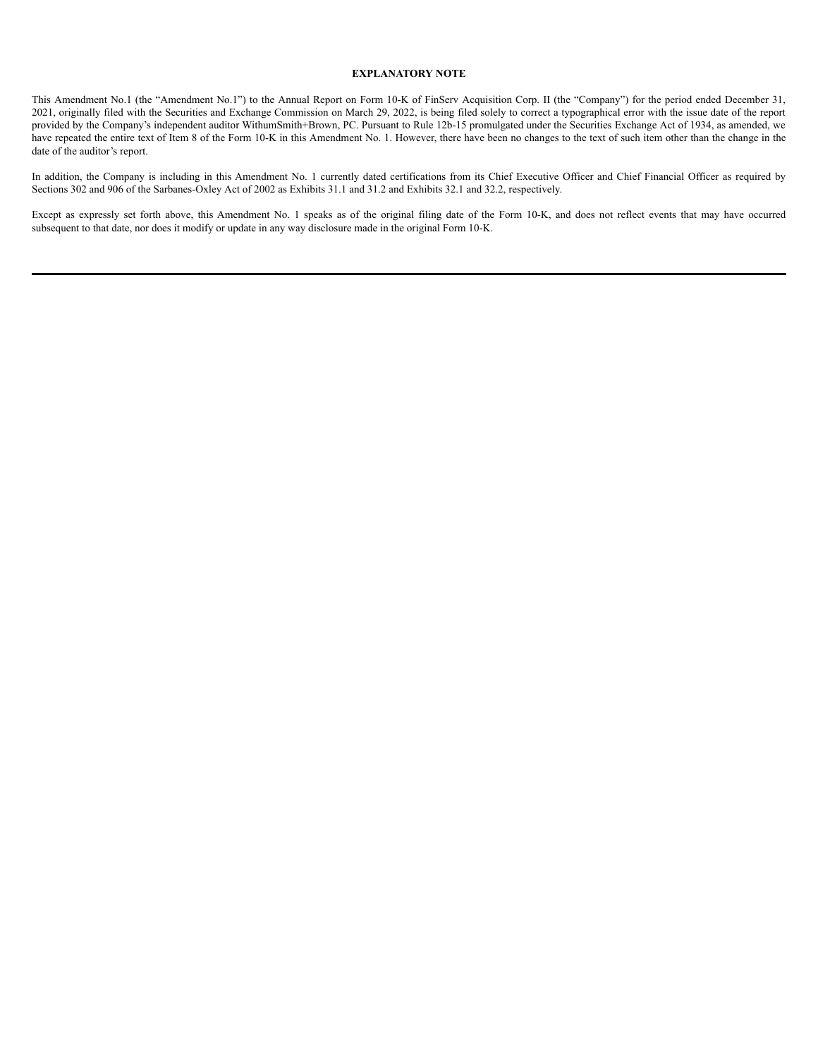## EXPLANATORY NOTE

This Amendment No.1 (the "Amendment No.1") to the Annual Report on Form 10-K of FinServ Acquisition Corp. II (the "Company") for the period ended December 31, 2021, originally filed with the Securities and Exchange Commission on March 29, 2022, is being filed solely to correct a typographical error with the issue date of the report provided by the Company's independent auditor WithumSmith+Brown, PC. Pursuant to Rule 12b-15 promulgated under the Securities Exchange Act of 1934, as amended, we have repeated the entire text of Item 8 of the Form 10-K in this Amendment No. 1. However, there have been no changes to the text of such item other than the change in the date of the auditor's report.

In addition, the Company is including in this Amendment No. 1 currently dated certifications from its Chief Executive Officer and Chief Financial Officer as required by Sections 302 and 906 of the Sarbanes-Oxley Act of 2002 as Exhibits 31.1 and 31.2 and Exhibits 32.1 and 32.2, respectively.

Except as expressly set forth above, this Amendment No. 1 speaks as of the original filing date of the Form 10-K, and does not reflect events that may have occurred subsequent to that date, nor does it modify or update in any way disclosure made in the original Form 10-K.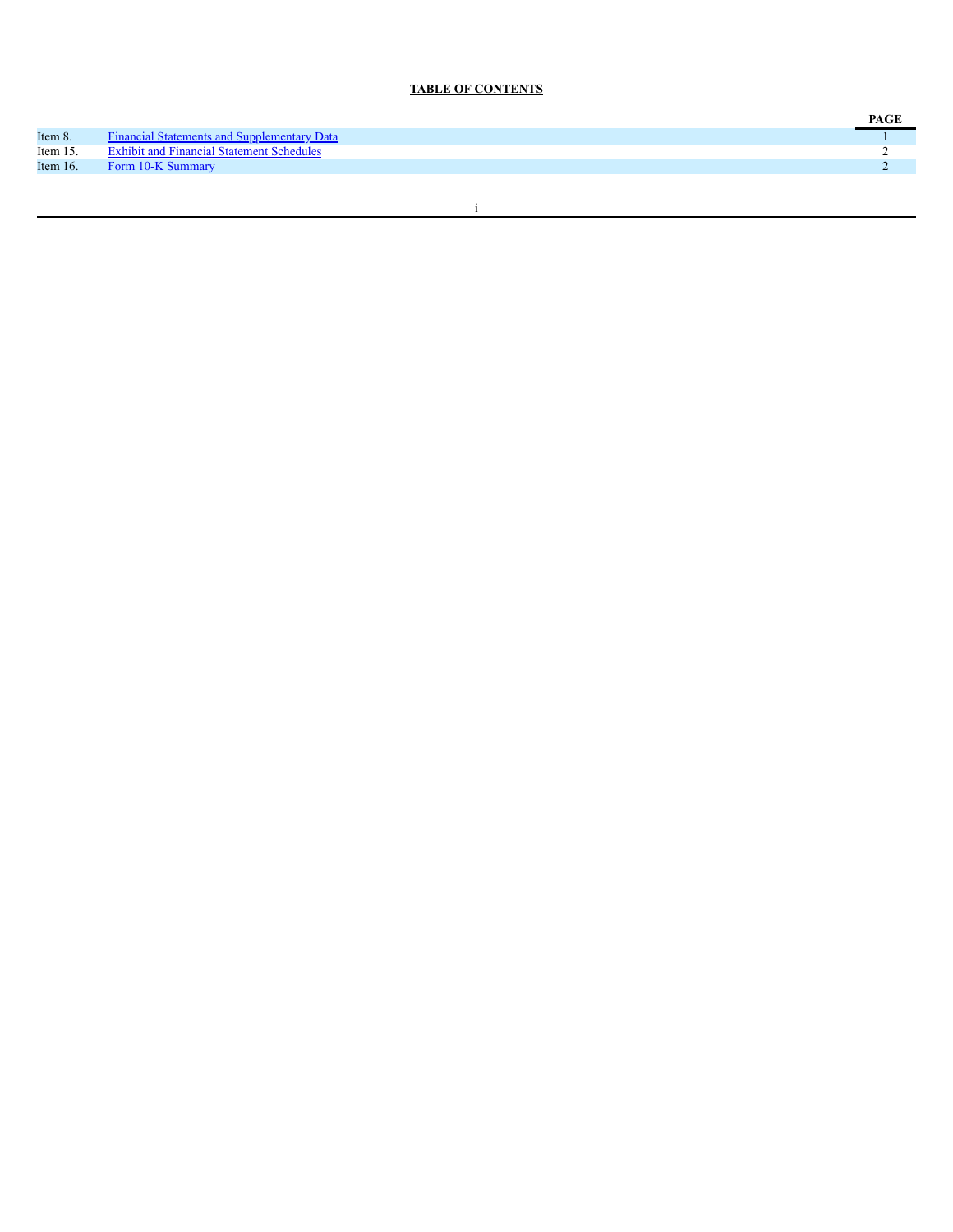**TABLE OF CONTENTS**

| | | PAGE |
|---|---|---|
| Item 8. | Financial Statements and Supplementary Data | 1 |
| Item 15. | Exhibit and Financial Statement Schedules | 2 |
| Item 16. | Form 10-K Summary | 2 |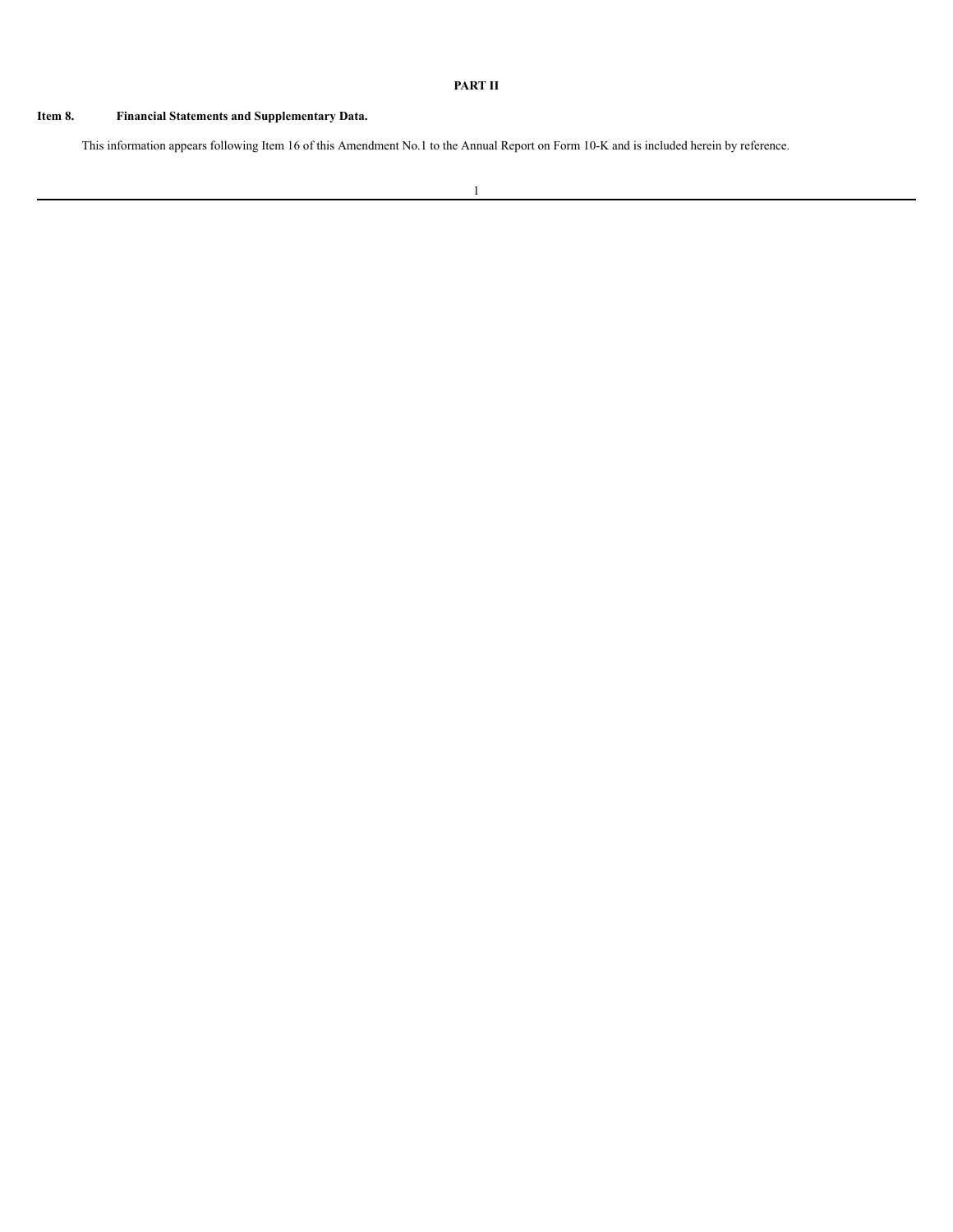# PART II

## Item 8. Financial Statements and Supplementary Data.

This information appears following Item 16 of this Amendment No.1 to the Annual Report on Form 10-K and is included herein by reference.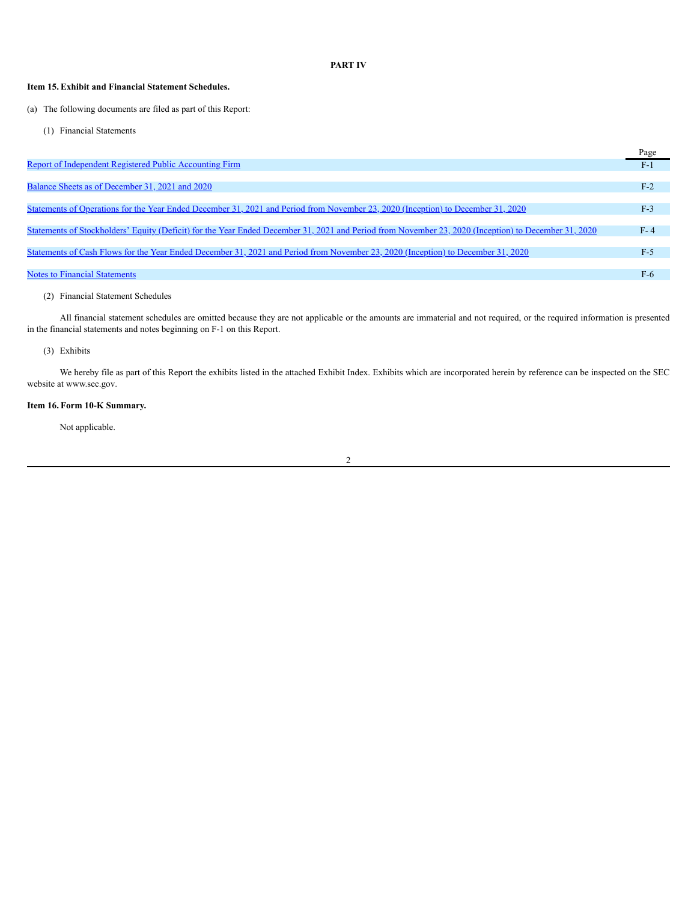# PART IV

### Item 15. Exhibit and Financial Statement Schedules.

(a) The following documents are filed as part of this Report:

(1) Financial Statements

| | Page |
|---|---|
| Report of Independent Registered Public Accounting Firm | F-1 |
| Balance Sheets as of December 31, 2021 and 2020 | F-2 |
| Statements of Operations for the Year Ended December 31, 2021 and Period from November 23, 2020 (Inception) to December 31, 2020 | F-3 |
| Statements of Stockholders' Equity (Deficit) for the Year Ended December 31, 2021 and Period from November 23, 2020 (Inception) to December 31, 2020 | F- 4 |
| Statements of Cash Flows for the Year Ended December 31, 2021 and Period from November 23, 2020 (Inception) to December 31, 2020 | F-5 |
| Notes to Financial Statements | F-6 |

(2) Financial Statement Schedules

All financial statement schedules are omitted because they are not applicable or the amounts are immaterial and not required, or the required information is presented in the financial statements and notes beginning on F-1 on this Report.

(3) Exhibits

We hereby file as part of this Report the exhibits listed in the attached Exhibit Index. Exhibits which are incorporated herein by reference can be inspected on the SEC website at www.sec.gov.

### Item 16. Form 10-K Summary.

Not applicable.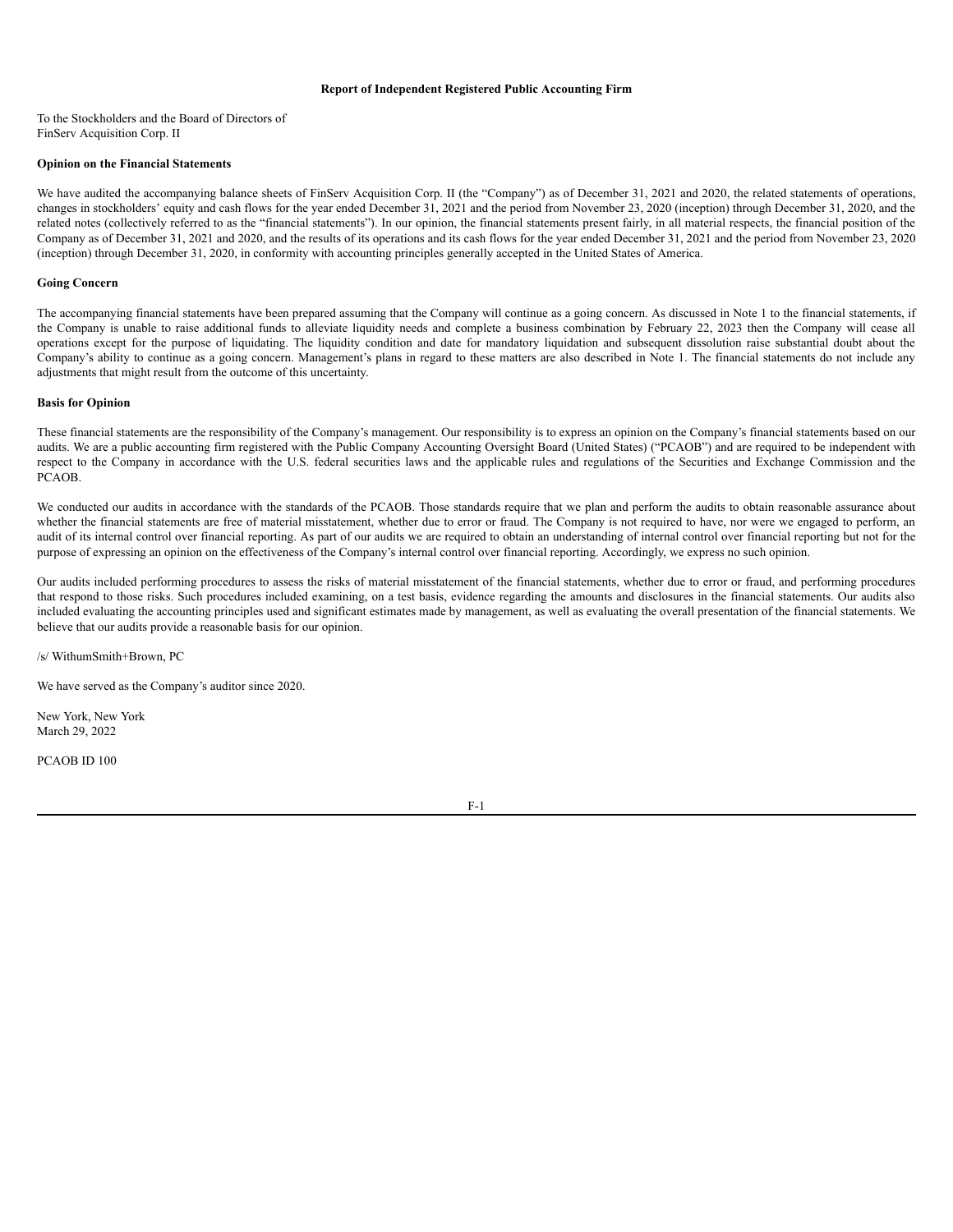# Report of Independent Registered Public Accounting Firm

To the Stockholders and the Board of Directors of
FinServ Acquisition Corp. II

**Opinion on the Financial Statements**

We have audited the accompanying balance sheets of FinServ Acquisition Corp. II (the "Company") as of December 31, 2021 and 2020, the related statements of operations, changes in stockholders' equity and cash flows for the year ended December 31, 2021 and the period from November 23, 2020 (inception) through December 31, 2020, and the related notes (collectively referred to as the "financial statements"). In our opinion, the financial statements present fairly, in all material respects, the financial position of the Company as of December 31, 2021 and 2020, and the results of its operations and its cash flows for the year ended December 31, 2021 and the period from November 23, 2020 (inception) through December 31, 2020, in conformity with accounting principles generally accepted in the United States of America.

**Going Concern**

The accompanying financial statements have been prepared assuming that the Company will continue as a going concern. As discussed in Note 1 to the financial statements, if the Company is unable to raise additional funds to alleviate liquidity needs and complete a business combination by February 22, 2023 then the Company will cease all operations except for the purpose of liquidating. The liquidity condition and date for mandatory liquidation and subsequent dissolution raise substantial doubt about the Company's ability to continue as a going concern. Management's plans in regard to these matters are also described in Note 1. The financial statements do not include any adjustments that might result from the outcome of this uncertainty.

**Basis for Opinion**

These financial statements are the responsibility of the Company's management. Our responsibility is to express an opinion on the Company's financial statements based on our audits. We are a public accounting firm registered with the Public Company Accounting Oversight Board (United States) ("PCAOB") and are required to be independent with respect to the Company in accordance with the U.S. federal securities laws and the applicable rules and regulations of the Securities and Exchange Commission and the PCAOB.

We conducted our audits in accordance with the standards of the PCAOB. Those standards require that we plan and perform the audits to obtain reasonable assurance about whether the financial statements are free of material misstatement, whether due to error or fraud. The Company is not required to have, nor were we engaged to perform, an audit of its internal control over financial reporting. As part of our audits we are required to obtain an understanding of internal control over financial reporting but not for the purpose of expressing an opinion on the effectiveness of the Company's internal control over financial reporting. Accordingly, we express no such opinion.

Our audits included performing procedures to assess the risks of material misstatement of the financial statements, whether due to error or fraud, and performing procedures that respond to those risks. Such procedures included examining, on a test basis, evidence regarding the amounts and disclosures in the financial statements. Our audits also included evaluating the accounting principles used and significant estimates made by management, as well as evaluating the overall presentation of the financial statements. We believe that our audits provide a reasonable basis for our opinion.

/s/ WithumSmith+Brown, PC

We have served as the Company's auditor since 2020.

New York, New York
March 29, 2022

PCAOB ID 100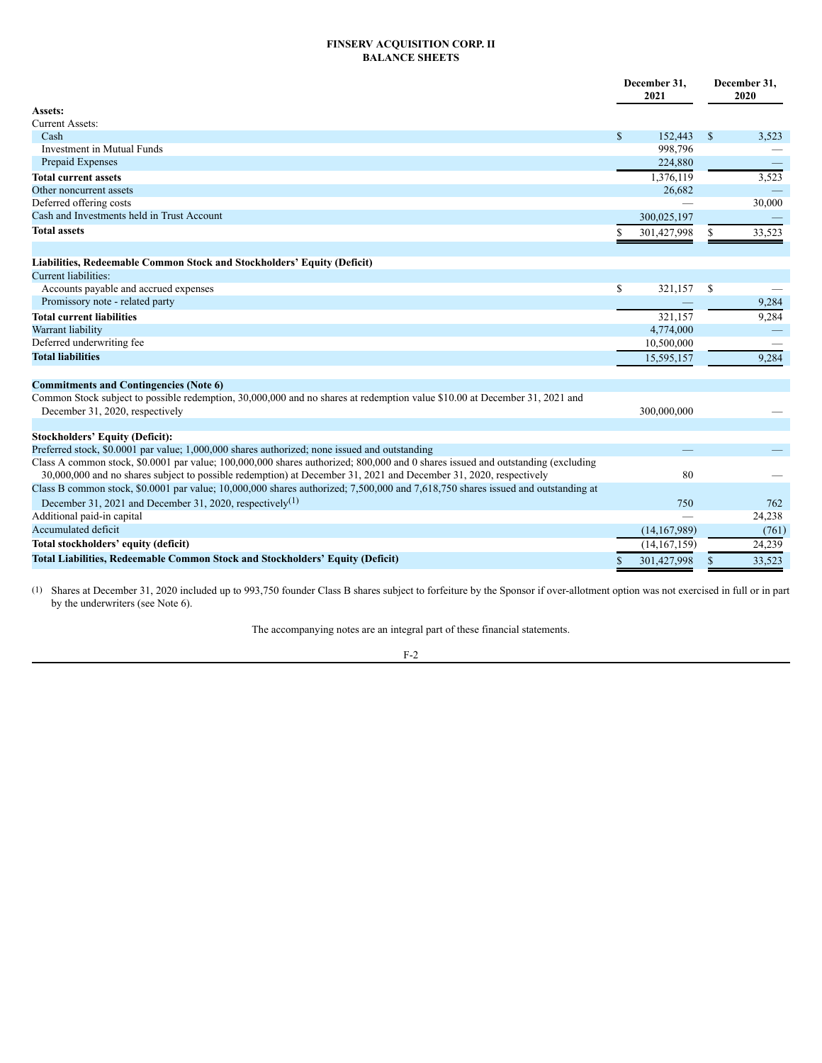**FINSERV ACQUISITION CORP. II**
**BALANCE SHEETS**

| | December 31, 2021 | December 31, 2020 |
|---|---|---|
| **Assets:** | | |
| Current Assets: | | |
| Cash | $ 152,443 | $ 3,523 |
| Investment in Mutual Funds | 998,796 | — |
| Prepaid Expenses | 224,880 | — |
| **Total current assets** | 1,376,119 | 3,523 |
| Other noncurrent assets | 26,682 | — |
| Deferred offering costs | — | 30,000 |
| Cash and Investments held in Trust Account | 300,025,197 | — |
| **Total assets** | $ 301,427,998 | $ 33,523 |
| | | |
| **Liabilities, Redeemable Common Stock and Stockholders' Equity (Deficit)** | | |
| Current liabilities: | | |
| Accounts payable and accrued expenses | $ 321,157 | $ — |
| Promissory note - related party | — | 9,284 |
| **Total current liabilities** | 321,157 | 9,284 |
| Warrant liability | 4,774,000 | — |
| Deferred underwriting fee | 10,500,000 | — |
| **Total liabilities** | 15,595,157 | 9,284 |
| | | |
| **Commitments and Contingencies (Note 6)** | | |
| Common Stock subject to possible redemption, 30,000,000 and no shares at redemption value $10.00 at December 31, 2021 and December 31, 2020, respectively | 300,000,000 | — |
| | | |
| **Stockholders' Equity (Deficit):** | | |
| Preferred stock, $0.0001 par value; 1,000,000 shares authorized; none issued and outstanding | — | — |
| Class A common stock, $0.0001 par value; 100,000,000 shares authorized; 800,000 and 0 shares issued and outstanding (excluding 30,000,000 and no shares subject to possible redemption) at December 31, 2021 and December 31, 2020, respectively | 80 | — |
| Class B common stock, $0.0001 par value; 10,000,000 shares authorized; 7,500,000 and 7,618,750 shares issued and outstanding at December 31, 2021 and December 31, 2020, respectively[(1)] | 750 | 762 |
| Additional paid-in capital | — | 24,238 |
| Accumulated deficit | (14,167,989) | (761) |
| **Total stockholders' equity (deficit)** | (14,167,159) | 24,239 |
| **Total Liabilities, Redeemable Common Stock and Stockholders' Equity (Deficit)** | $ 301,427,998 | $ 33,523 |

(1) Shares at December 31, 2020 included up to 993,750 founder Class B shares subject to forfeiture by the Sponsor if over-allotment option was not exercised in full or in part by the underwriters (see Note 6).

The accompanying notes are an integral part of these financial statements.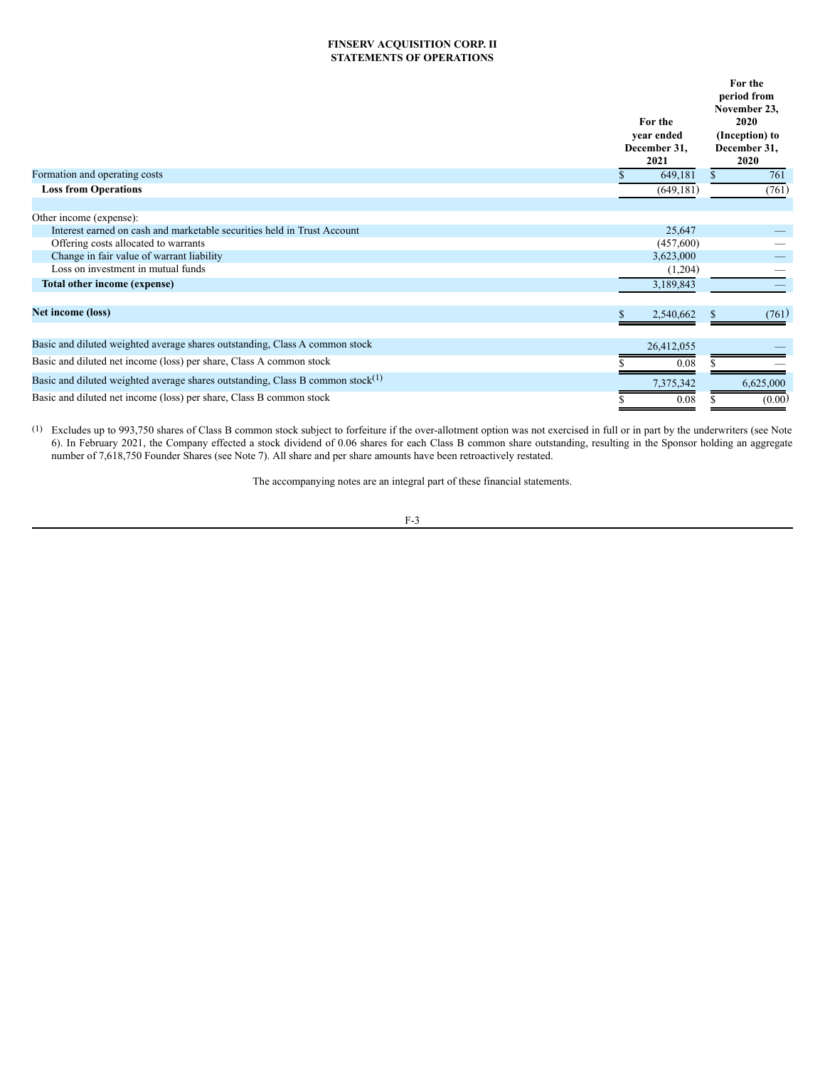# FINSERV ACQUISITION CORP. II
## STATEMENTS OF OPERATIONS

| | For the year ended December 31, 2021 | For the period from November 23, 2020 (Inception) to December 31, 2020 |
|---|---|---|
| Formation and operating costs | $ 649,181 | $ 761 |
| **Loss from Operations** | (649,181) | (761) |
| | | |
| Other income (expense): | | |
| Interest earned on cash and marketable securities held in Trust Account | 25,647 | — |
| Offering costs allocated to warrants | (457,600) | — |
| Change in fair value of warrant liability | 3,623,000 | — |
| Loss on investment in mutual funds | (1,204) | — |
| **Total other income (expense)** | 3,189,843 | — |
| | | |
| **Net income (loss)** | $ 2,540,662 | $ (761) |
| | | |
| Basic and diluted weighted average shares outstanding, Class A common stock | 26,412,055 | — |
| Basic and diluted net income (loss) per share, Class A common stock | $ 0.08 | $ — |
| Basic and diluted weighted average shares outstanding, Class B common stock[(1)] | 7,375,342 | 6,625,000 |
| Basic and diluted net income (loss) per share, Class B common stock | $ 0.08 | $ (0.00) |

(1) Excludes up to 993,750 shares of Class B common stock subject to forfeiture if the over-allotment option was not exercised in full or in part by the underwriters (see Note 6). In February 2021, the Company effected a stock dividend of 0.06 shares for each Class B common share outstanding, resulting in the Sponsor holding an aggregate number of 7,618,750 Founder Shares (see Note 7). All share and per share amounts have been retroactively restated.

The accompanying notes are an integral part of these financial statements.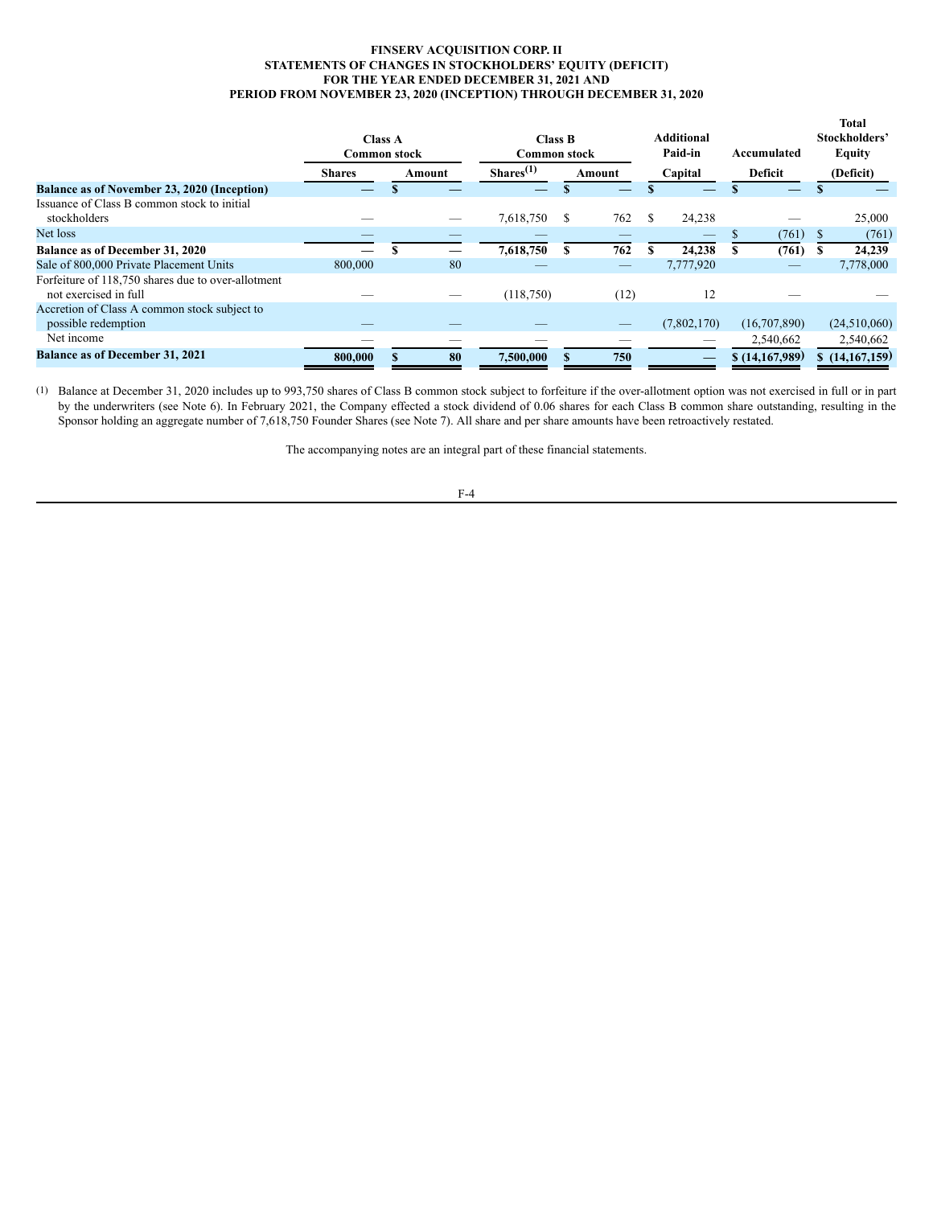**FINSERV ACQUISITION CORP. II**
**STATEMENTS OF CHANGES IN STOCKHOLDERS' EQUITY (DEFICIT)**
**FOR THE YEAR ENDED DECEMBER 31, 2021 AND**
**PERIOD FROM NOVEMBER 23, 2020 (INCEPTION) THROUGH DECEMBER 31, 2020**

| | Class A Common stock | | Class B Common stock | | Additional Paid-in | Accumulated | Total Stockholders' Equity |
|---|---|---|---|---|---|---|---|
| | Shares | Amount | Shares(1) | Amount | Capital | Deficit | (Deficit) |
| **Balance as of November 23, 2020 (Inception)** | — | $ — | — | $ — | $ — | $ — | $ — |
| Issuance of Class B common stock to initial stockholders | — | — | 7,618,750 | $ 762 | $ 24,238 | — | 25,000 |
| Net loss | — | — | — | — | — | $ (761) | $ (761) |
| **Balance as of December 31, 2020** | — | $ — | 7,618,750 | $ 762 | $ 24,238 | $ (761) | $ 24,239 |
| Sale of 800,000 Private Placement Units | 800,000 | 80 | — | — | 7,777,920 | — | 7,778,000 |
| Forfeiture of 118,750 shares due to over-allotment not exercised in full | — | — | (118,750) | (12) | 12 | — | — |
| Accretion of Class A common stock subject to possible redemption | — | — | — | — | (7,802,170) | (16,707,890) | (24,510,060) |
| Net income | — | — | — | — | — | 2,540,662 | 2,540,662 |
| **Balance as of December 31, 2021** | **800,000** | **$ 80** | **7,500,000** | **$ 750** | **—** | **$ (14,167,989)** | **$ (14,167,159)** |

(1) Balance at December 31, 2020 includes up to 993,750 shares of Class B common stock subject to forfeiture if the over-allotment option was not exercised in full or in part by the underwriters (see Note 6). In February 2021, the Company effected a stock dividend of 0.06 shares for each Class B common share outstanding, resulting in the Sponsor holding an aggregate number of 7,618,750 Founder Shares (see Note 7). All share and per share amounts have been retroactively restated.

The accompanying notes are an integral part of these financial statements.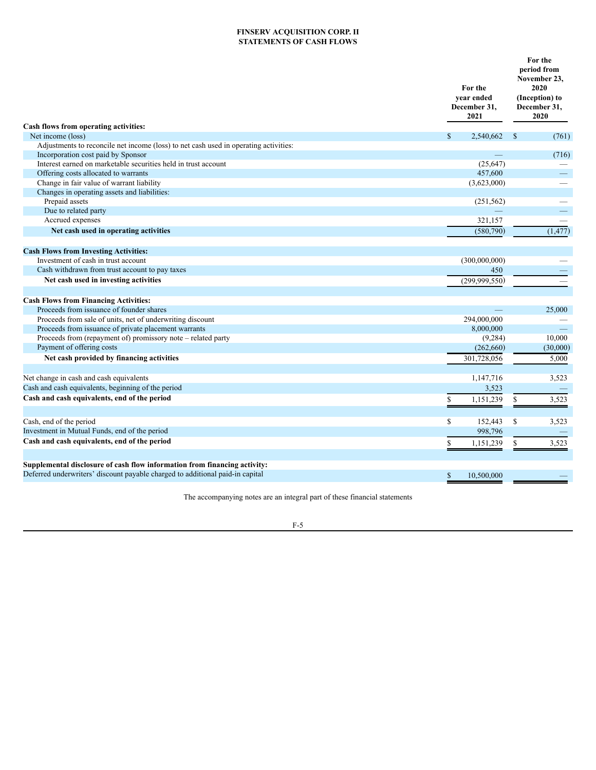**FINSERV ACQUISITION CORP. II**
**STATEMENTS OF CASH FLOWS**

| | For the year ended December 31, 2021 | For the period from November 23, 2020 (Inception) to December 31, 2020 |
|---|---|---|
| **Cash flows from operating activities:** | | |
| Net income (loss) | $ 2,540,662 | $ (761) |
| Adjustments to reconcile net income (loss) to net cash used in operating activities: | | |
| Incorporation cost paid by Sponsor | — | (716) |
| Interest earned on marketable securities held in trust account | (25,647) | — |
| Offering costs allocated to warrants | 457,600 | — |
| Change in fair value of warrant liability | (3,623,000) | — |
| Changes in operating assets and liabilities: | | |
| Prepaid assets | (251,562) | — |
| Due to related party | — | — |
| Accrued expenses | 321,157 | — |
| **Net cash used in operating activities** | (580,790) | (1,477) |
| | | |
| **Cash Flows from Investing Activities:** | | |
| Investment of cash in trust account | (300,000,000) | — |
| Cash withdrawn from trust account to pay taxes | 450 | — |
| **Net cash used in investing activities** | (299,999,550) | — |
| | | |
| **Cash Flows from Financing Activities:** | | |
| Proceeds from issuance of founder shares | — | 25,000 |
| Proceeds from sale of units, net of underwriting discount | 294,000,000 | — |
| Proceeds from issuance of private placement warrants | 8,000,000 | — |
| Proceeds from (repayment of) promissory note – related party | (9,284) | 10,000 |
| Payment of offering costs | (262,660) | (30,000) |
| **Net cash provided by financing activities** | 301,728,056 | 5,000 |
| | | |
| Net change in cash and cash equivalents | 1,147,716 | 3,523 |
| Cash and cash equivalents, beginning of the period | 3,523 | — |
| **Cash and cash equivalents, end of the period** | $ 1,151,239 | $ 3,523 |
| | | |
| Cash, end of the period | $ 152,443 | $ 3,523 |
| Investment in Mutual Funds, end of the period | 998,796 | — |
| **Cash and cash equivalents, end of the period** | $ 1,151,239 | $ 3,523 |
| | | |
| **Supplemental disclosure of cash flow information from financing activity:** | | |
| Deferred underwriters' discount payable charged to additional paid-in capital | $ 10,500,000 | — |

The accompanying notes are an integral part of these financial statements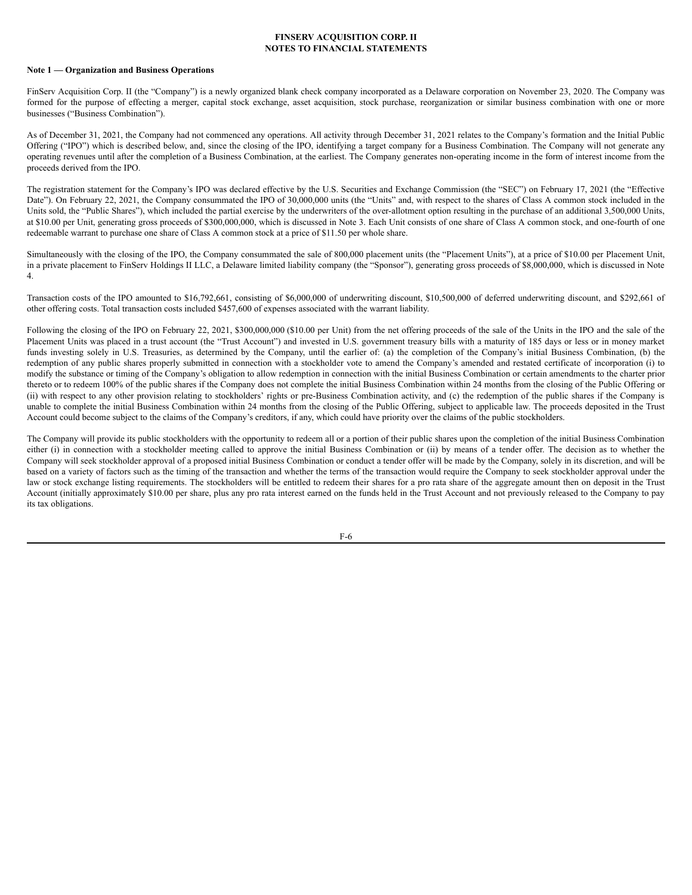**FINSERV ACQUISITION CORP. II**
**NOTES TO FINANCIAL STATEMENTS**

**Note 1 — Organization and Business Operations**

FinServ Acquisition Corp. II (the "Company") is a newly organized blank check company incorporated as a Delaware corporation on November 23, 2020. The Company was formed for the purpose of effecting a merger, capital stock exchange, asset acquisition, stock purchase, reorganization or similar business combination with one or more businesses ("Business Combination").

As of December 31, 2021, the Company had not commenced any operations. All activity through December 31, 2021 relates to the Company's formation and the Initial Public Offering ("IPO") which is described below, and, since the closing of the IPO, identifying a target company for a Business Combination. The Company will not generate any operating revenues until after the completion of a Business Combination, at the earliest. The Company generates non-operating income in the form of interest income from the proceeds derived from the IPO.

The registration statement for the Company's IPO was declared effective by the U.S. Securities and Exchange Commission (the "SEC") on February 17, 2021 (the "Effective Date"). On February 22, 2021, the Company consummated the IPO of 30,000,000 units (the "Units" and, with respect to the shares of Class A common stock included in the Units sold, the "Public Shares"), which included the partial exercise by the underwriters of the over-allotment option resulting in the purchase of an additional 3,500,000 Units, at $10.00 per Unit, generating gross proceeds of $300,000,000, which is discussed in Note 3. Each Unit consists of one share of Class A common stock, and one-fourth of one redeemable warrant to purchase one share of Class A common stock at a price of $11.50 per whole share.

Simultaneously with the closing of the IPO, the Company consummated the sale of 800,000 placement units (the "Placement Units"), at a price of $10.00 per Placement Unit, in a private placement to FinServ Holdings II LLC, a Delaware limited liability company (the "Sponsor"), generating gross proceeds of $8,000,000, which is discussed in Note 4.

Transaction costs of the IPO amounted to $16,792,661, consisting of $6,000,000 of underwriting discount, $10,500,000 of deferred underwriting discount, and $292,661 of other offering costs. Total transaction costs included $457,600 of expenses associated with the warrant liability.

Following the closing of the IPO on February 22, 2021, $300,000,000 ($10.00 per Unit) from the net offering proceeds of the sale of the Units in the IPO and the sale of the Placement Units was placed in a trust account (the "Trust Account") and invested in U.S. government treasury bills with a maturity of 185 days or less or in money market funds investing solely in U.S. Treasuries, as determined by the Company, until the earlier of: (a) the completion of the Company's initial Business Combination, (b) the redemption of any public shares properly submitted in connection with a stockholder vote to amend the Company's amended and restated certificate of incorporation (i) to modify the substance or timing of the Company's obligation to allow redemption in connection with the initial Business Combination or certain amendments to the charter prior thereto or to redeem 100% of the public shares if the Company does not complete the initial Business Combination within 24 months from the closing of the Public Offering or (ii) with respect to any other provision relating to stockholders' rights or pre-Business Combination activity, and (c) the redemption of the public shares if the Company is unable to complete the initial Business Combination within 24 months from the closing of the Public Offering, subject to applicable law. The proceeds deposited in the Trust Account could become subject to the claims of the Company's creditors, if any, which could have priority over the claims of the public stockholders.

The Company will provide its public stockholders with the opportunity to redeem all or a portion of their public shares upon the completion of the initial Business Combination either (i) in connection with a stockholder meeting called to approve the initial Business Combination or (ii) by means of a tender offer. The decision as to whether the Company will seek stockholder approval of a proposed initial Business Combination or conduct a tender offer will be made by the Company, solely in its discretion, and will be based on a variety of factors such as the timing of the transaction and whether the terms of the transaction would require the Company to seek stockholder approval under the law or stock exchange listing requirements. The stockholders will be entitled to redeem their shares for a pro rata share of the aggregate amount then on deposit in the Trust Account (initially approximately $10.00 per share, plus any pro rata interest earned on the funds held in the Trust Account and not previously released to the Company to pay its tax obligations.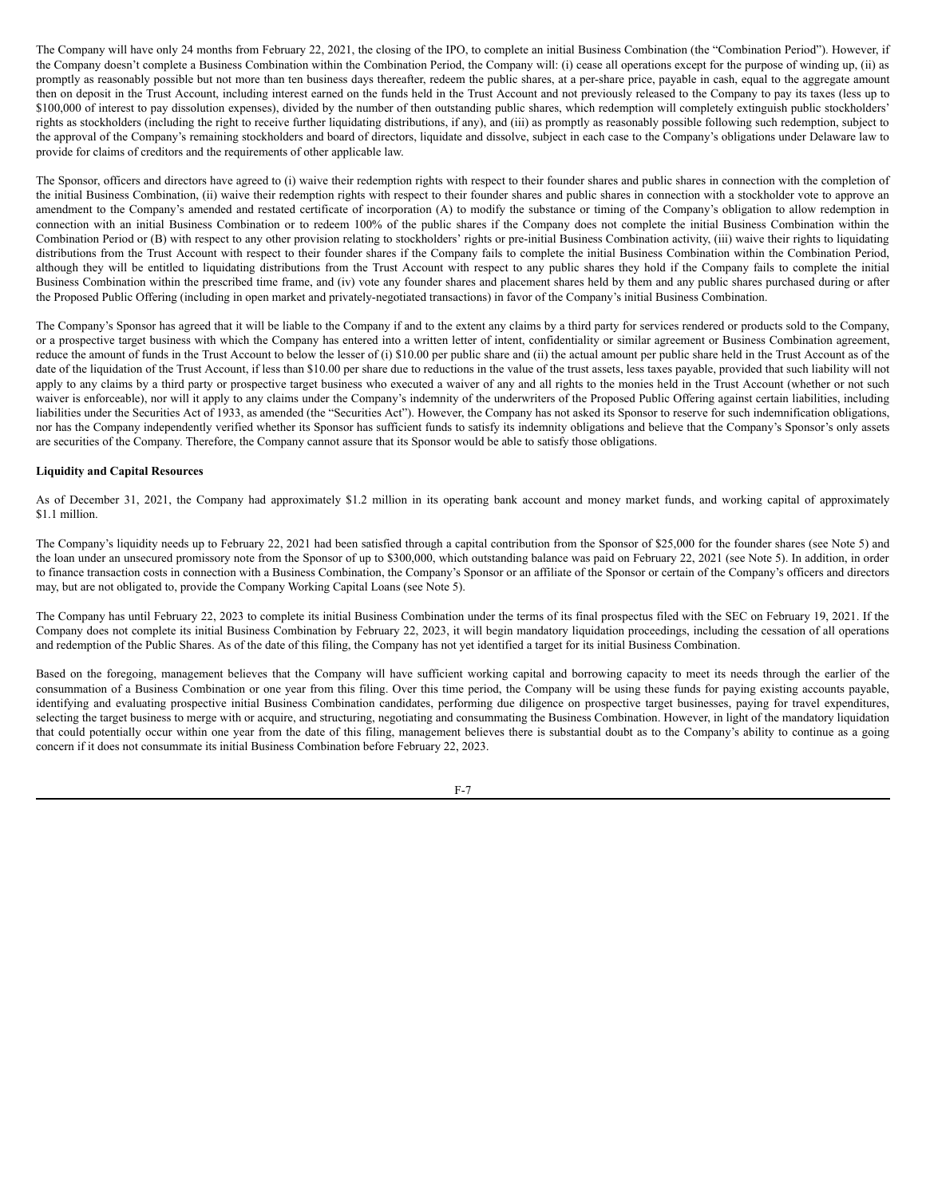The Company will have only 24 months from February 22, 2021, the closing of the IPO, to complete an initial Business Combination (the "Combination Period"). However, if the Company doesn't complete a Business Combination within the Combination Period, the Company will: (i) cease all operations except for the purpose of winding up, (ii) as promptly as reasonably possible but not more than ten business days thereafter, redeem the public shares, at a per-share price, payable in cash, equal to the aggregate amount then on deposit in the Trust Account, including interest earned on the funds held in the Trust Account and not previously released to the Company to pay its taxes (less up to \$100,000 of interest to pay dissolution expenses), divided by the number of then outstanding public shares, which redemption will completely extinguish public stockholders' rights as stockholders (including the right to receive further liquidating distributions, if any), and (iii) as promptly as reasonably possible following such redemption, subject to the approval of the Company's remaining stockholders and board of directors, liquidate and dissolve, subject in each case to the Company's obligations under Delaware law to provide for claims of creditors and the requirements of other applicable law.

The Sponsor, officers and directors have agreed to (i) waive their redemption rights with respect to their founder shares and public shares in connection with the completion of the initial Business Combination, (ii) waive their redemption rights with respect to their founder shares and public shares in connection with a stockholder vote to approve an amendment to the Company's amended and restated certificate of incorporation (A) to modify the substance or timing of the Company's obligation to allow redemption in connection with an initial Business Combination or to redeem 100% of the public shares if the Company does not complete the initial Business Combination within the Combination Period or (B) with respect to any other provision relating to stockholders' rights or pre-initial Business Combination activity, (iii) waive their rights to liquidating distributions from the Trust Account with respect to their founder shares if the Company fails to complete the initial Business Combination within the Combination Period, although they will be entitled to liquidating distributions from the Trust Account with respect to any public shares they hold if the Company fails to complete the initial Business Combination within the prescribed time frame, and (iv) vote any founder shares and placement shares held by them and any public shares purchased during or after the Proposed Public Offering (including in open market and privately-negotiated transactions) in favor of the Company's initial Business Combination.

The Company's Sponsor has agreed that it will be liable to the Company if and to the extent any claims by a third party for services rendered or products sold to the Company, or a prospective target business with which the Company has entered into a written letter of intent, confidentiality or similar agreement or Business Combination agreement, reduce the amount of funds in the Trust Account to below the lesser of (i) \$10.00 per public share and (ii) the actual amount per public share held in the Trust Account as of the date of the liquidation of the Trust Account, if less than \$10.00 per share due to reductions in the value of the trust assets, less taxes payable, provided that such liability will not apply to any claims by a third party or prospective target business who executed a waiver of any and all rights to the monies held in the Trust Account (whether or not such waiver is enforceable), nor will it apply to any claims under the Company's indemnity of the underwriters of the Proposed Public Offering against certain liabilities, including liabilities under the Securities Act of 1933, as amended (the "Securities Act"). However, the Company has not asked its Sponsor to reserve for such indemnification obligations, nor has the Company independently verified whether its Sponsor has sufficient funds to satisfy its indemnity obligations and believe that the Company's Sponsor's only assets are securities of the Company. Therefore, the Company cannot assure that its Sponsor would be able to satisfy those obligations.

**Liquidity and Capital Resources**

As of December 31, 2021, the Company had approximately \$1.2 million in its operating bank account and money market funds, and working capital of approximately \$1.1 million.

The Company's liquidity needs up to February 22, 2021 had been satisfied through a capital contribution from the Sponsor of \$25,000 for the founder shares (see Note 5) and the loan under an unsecured promissory note from the Sponsor of up to \$300,000, which outstanding balance was paid on February 22, 2021 (see Note 5). In addition, in order to finance transaction costs in connection with a Business Combination, the Company's Sponsor or an affiliate of the Sponsor or certain of the Company's officers and directors may, but are not obligated to, provide the Company Working Capital Loans (see Note 5).

The Company has until February 22, 2023 to complete its initial Business Combination under the terms of its final prospectus filed with the SEC on February 19, 2021. If the Company does not complete its initial Business Combination by February 22, 2023, it will begin mandatory liquidation proceedings, including the cessation of all operations and redemption of the Public Shares. As of the date of this filing, the Company has not yet identified a target for its initial Business Combination.

Based on the foregoing, management believes that the Company will have sufficient working capital and borrowing capacity to meet its needs through the earlier of the consummation of a Business Combination or one year from this filing. Over this time period, the Company will be using these funds for paying existing accounts payable, identifying and evaluating prospective initial Business Combination candidates, performing due diligence on prospective target businesses, paying for travel expenditures, selecting the target business to merge with or acquire, and structuring, negotiating and consummating the Business Combination. However, in light of the mandatory liquidation that could potentially occur within one year from the date of this filing, management believes there is substantial doubt as to the Company's ability to continue as a going concern if it does not consummate its initial Business Combination before February 22, 2023.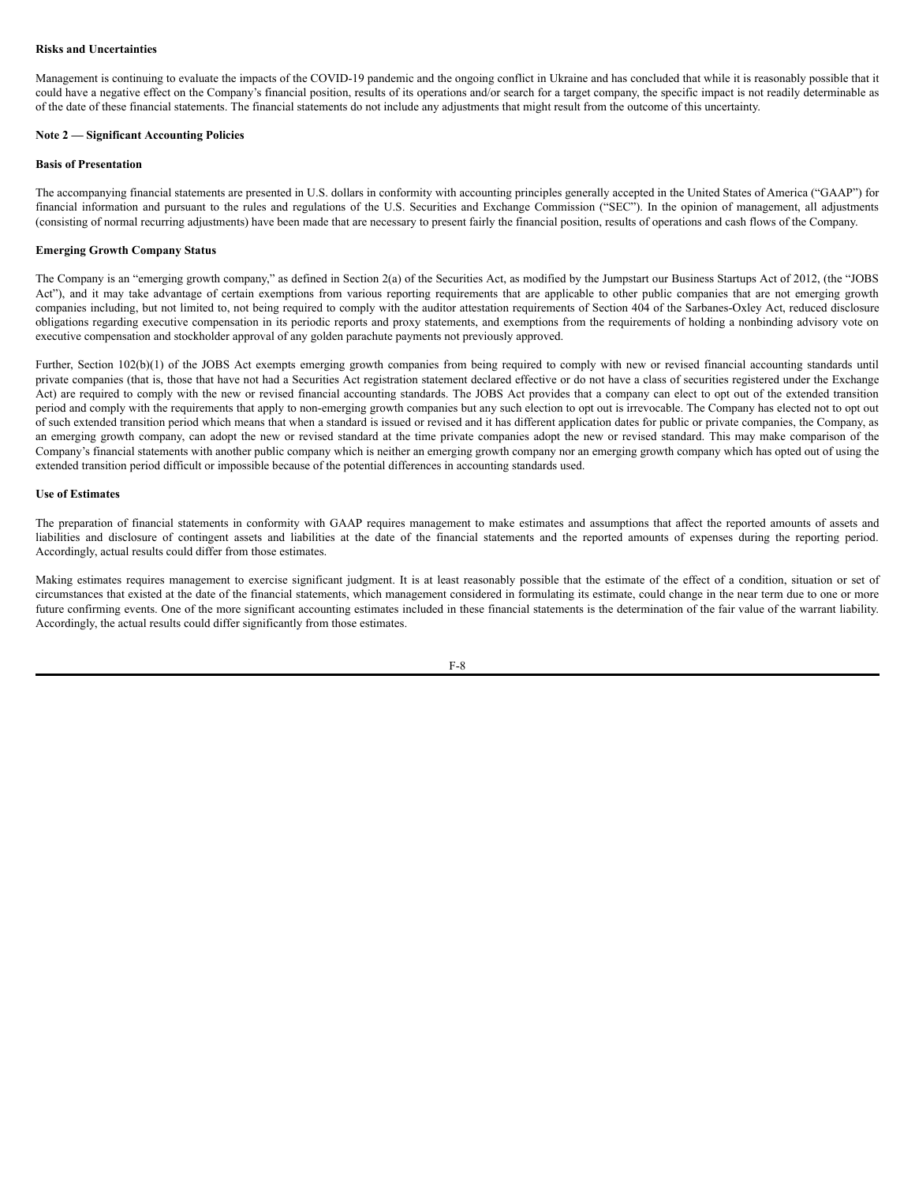**Risks and Uncertainties**

Management is continuing to evaluate the impacts of the COVID-19 pandemic and the ongoing conflict in Ukraine and has concluded that while it is reasonably possible that it could have a negative effect on the Company's financial position, results of its operations and/or search for a target company, the specific impact is not readily determinable as of the date of these financial statements. The financial statements do not include any adjustments that might result from the outcome of this uncertainty.

**Note 2 — Significant Accounting Policies**

**Basis of Presentation**

The accompanying financial statements are presented in U.S. dollars in conformity with accounting principles generally accepted in the United States of America ("GAAP") for financial information and pursuant to the rules and regulations of the U.S. Securities and Exchange Commission ("SEC"). In the opinion of management, all adjustments (consisting of normal recurring adjustments) have been made that are necessary to present fairly the financial position, results of operations and cash flows of the Company.

**Emerging Growth Company Status**

The Company is an "emerging growth company," as defined in Section 2(a) of the Securities Act, as modified by the Jumpstart our Business Startups Act of 2012, (the "JOBS Act"), and it may take advantage of certain exemptions from various reporting requirements that are applicable to other public companies that are not emerging growth companies including, but not limited to, not being required to comply with the auditor attestation requirements of Section 404 of the Sarbanes-Oxley Act, reduced disclosure obligations regarding executive compensation in its periodic reports and proxy statements, and exemptions from the requirements of holding a nonbinding advisory vote on executive compensation and stockholder approval of any golden parachute payments not previously approved.

Further, Section 102(b)(1) of the JOBS Act exempts emerging growth companies from being required to comply with new or revised financial accounting standards until private companies (that is, those that have not had a Securities Act registration statement declared effective or do not have a class of securities registered under the Exchange Act) are required to comply with the new or revised financial accounting standards. The JOBS Act provides that a company can elect to opt out of the extended transition period and comply with the requirements that apply to non-emerging growth companies but any such election to opt out is irrevocable. The Company has elected not to opt out of such extended transition period which means that when a standard is issued or revised and it has different application dates for public or private companies, the Company, as an emerging growth company, can adopt the new or revised standard at the time private companies adopt the new or revised standard. This may make comparison of the Company's financial statements with another public company which is neither an emerging growth company nor an emerging growth company which has opted out of using the extended transition period difficult or impossible because of the potential differences in accounting standards used.

**Use of Estimates**

The preparation of financial statements in conformity with GAAP requires management to make estimates and assumptions that affect the reported amounts of assets and liabilities and disclosure of contingent assets and liabilities at the date of the financial statements and the reported amounts of expenses during the reporting period. Accordingly, actual results could differ from those estimates.

Making estimates requires management to exercise significant judgment. It is at least reasonably possible that the estimate of the effect of a condition, situation or set of circumstances that existed at the date of the financial statements, which management considered in formulating its estimate, could change in the near term due to one or more future confirming events. One of the more significant accounting estimates included in these financial statements is the determination of the fair value of the warrant liability. Accordingly, the actual results could differ significantly from those estimates.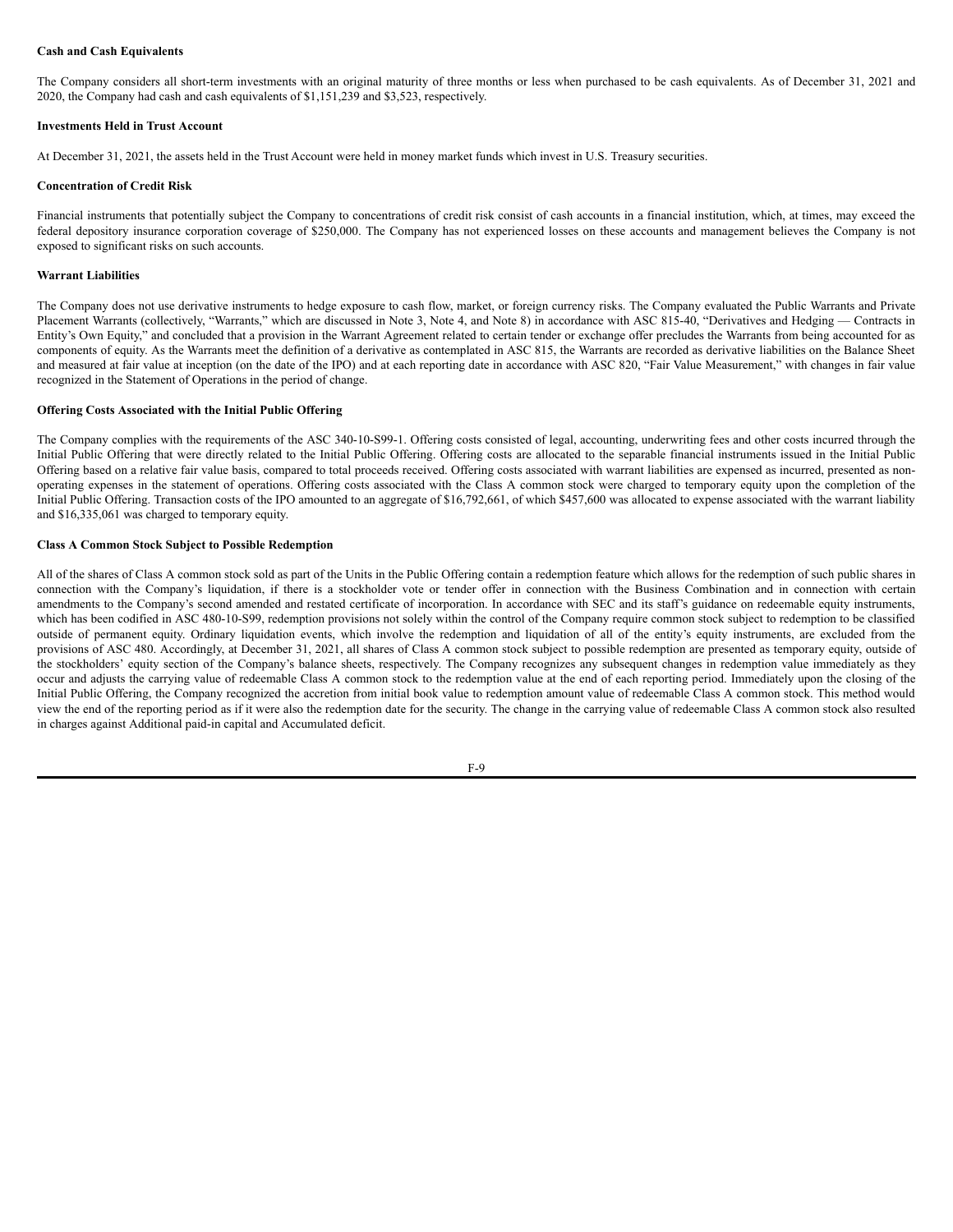**Cash and Cash Equivalents**

The Company considers all short-term investments with an original maturity of three months or less when purchased to be cash equivalents. As of December 31, 2021 and 2020, the Company had cash and cash equivalents of $1,151,239 and $3,523, respectively.

**Investments Held in Trust Account**

At December 31, 2021, the assets held in the Trust Account were held in money market funds which invest in U.S. Treasury securities.

**Concentration of Credit Risk**

Financial instruments that potentially subject the Company to concentrations of credit risk consist of cash accounts in a financial institution, which, at times, may exceed the federal depository insurance corporation coverage of $250,000. The Company has not experienced losses on these accounts and management believes the Company is not exposed to significant risks on such accounts.

**Warrant Liabilities**

The Company does not use derivative instruments to hedge exposure to cash flow, market, or foreign currency risks. The Company evaluated the Public Warrants and Private Placement Warrants (collectively, "Warrants," which are discussed in Note 3, Note 4, and Note 8) in accordance with ASC 815-40, "Derivatives and Hedging — Contracts in Entity's Own Equity," and concluded that a provision in the Warrant Agreement related to certain tender or exchange offer precludes the Warrants from being accounted for as components of equity. As the Warrants meet the definition of a derivative as contemplated in ASC 815, the Warrants are recorded as derivative liabilities on the Balance Sheet and measured at fair value at inception (on the date of the IPO) and at each reporting date in accordance with ASC 820, "Fair Value Measurement," with changes in fair value recognized in the Statement of Operations in the period of change.

**Offering Costs Associated with the Initial Public Offering**

The Company complies with the requirements of the ASC 340-10-S99-1. Offering costs consisted of legal, accounting, underwriting fees and other costs incurred through the Initial Public Offering that were directly related to the Initial Public Offering. Offering costs are allocated to the separable financial instruments issued in the Initial Public Offering based on a relative fair value basis, compared to total proceeds received. Offering costs associated with warrant liabilities are expensed as incurred, presented as non-operating expenses in the statement of operations. Offering costs associated with the Class A common stock were charged to temporary equity upon the completion of the Initial Public Offering. Transaction costs of the IPO amounted to an aggregate of $16,792,661, of which $457,600 was allocated to expense associated with the warrant liability and $16,335,061 was charged to temporary equity.

**Class A Common Stock Subject to Possible Redemption**

All of the shares of Class A common stock sold as part of the Units in the Public Offering contain a redemption feature which allows for the redemption of such public shares in connection with the Company's liquidation, if there is a stockholder vote or tender offer in connection with the Business Combination and in connection with certain amendments to the Company's second amended and restated certificate of incorporation. In accordance with SEC and its staff's guidance on redeemable equity instruments, which has been codified in ASC 480-10-S99, redemption provisions not solely within the control of the Company require common stock subject to redemption to be classified outside of permanent equity. Ordinary liquidation events, which involve the redemption and liquidation of all of the entity's equity instruments, are excluded from the provisions of ASC 480. Accordingly, at December 31, 2021, all shares of Class A common stock subject to possible redemption are presented as temporary equity, outside of the stockholders' equity section of the Company's balance sheets, respectively. The Company recognizes any subsequent changes in redemption value immediately as they occur and adjusts the carrying value of redeemable Class A common stock to the redemption value at the end of each reporting period. Immediately upon the closing of the Initial Public Offering, the Company recognized the accretion from initial book value to redemption amount value of redeemable Class A common stock. This method would view the end of the reporting period as if it were also the redemption date for the security. The change in the carrying value of redeemable Class A common stock also resulted in charges against Additional paid-in capital and Accumulated deficit.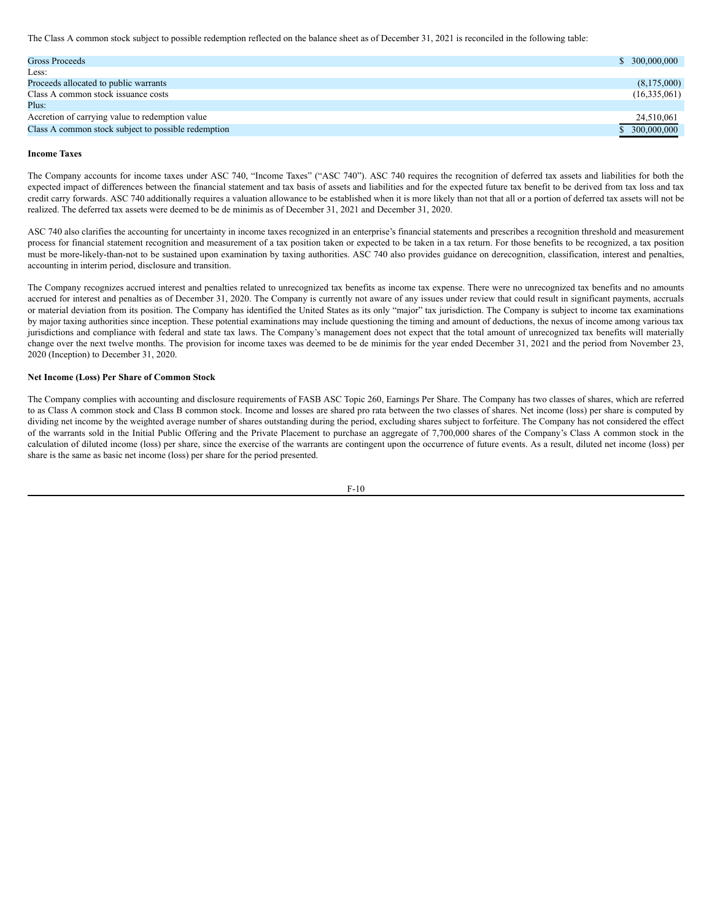The Class A common stock subject to possible redemption reflected on the balance sheet as of December 31, 2021 is reconciled in the following table:

| | |
|---|---|
| Gross Proceeds | $ 300,000,000 |
| Less: | |
| Proceeds allocated to public warrants | (8,175,000) |
| Class A common stock issuance costs | (16,335,061) |
| Plus: | |
| Accretion of carrying value to redemption value | 24,510,061 |
| Class A common stock subject to possible redemption | $ 300,000,000 |

**Income Taxes**

The Company accounts for income taxes under ASC 740, "Income Taxes" ("ASC 740"). ASC 740 requires the recognition of deferred tax assets and liabilities for both the expected impact of differences between the financial statement and tax basis of assets and liabilities and for the expected future tax benefit to be derived from tax loss and tax credit carry forwards. ASC 740 additionally requires a valuation allowance to be established when it is more likely than not that all or a portion of deferred tax assets will not be realized. The deferred tax assets were deemed to be de minimis as of December 31, 2021 and December 31, 2020.

ASC 740 also clarifies the accounting for uncertainty in income taxes recognized in an enterprise's financial statements and prescribes a recognition threshold and measurement process for financial statement recognition and measurement of a tax position taken or expected to be taken in a tax return. For those benefits to be recognized, a tax position must be more-likely-than-not to be sustained upon examination by taxing authorities. ASC 740 also provides guidance on derecognition, classification, interest and penalties, accounting in interim period, disclosure and transition.

The Company recognizes accrued interest and penalties related to unrecognized tax benefits as income tax expense. There were no unrecognized tax benefits and no amounts accrued for interest and penalties as of December 31, 2020. The Company is currently not aware of any issues under review that could result in significant payments, accruals or material deviation from its position. The Company has identified the United States as its only "major" tax jurisdiction. The Company is subject to income tax examinations by major taxing authorities since inception. These potential examinations may include questioning the timing and amount of deductions, the nexus of income among various tax jurisdictions and compliance with federal and state tax laws. The Company's management does not expect that the total amount of unrecognized tax benefits will materially change over the next twelve months. The provision for income taxes was deemed to be de minimis for the year ended December 31, 2021 and the period from November 23, 2020 (Inception) to December 31, 2020.

**Net Income (Loss) Per Share of Common Stock**

The Company complies with accounting and disclosure requirements of FASB ASC Topic 260, Earnings Per Share. The Company has two classes of shares, which are referred to as Class A common stock and Class B common stock. Income and losses are shared pro rata between the two classes of shares. Net income (loss) per share is computed by dividing net income by the weighted average number of shares outstanding during the period, excluding shares subject to forfeiture. The Company has not considered the effect of the warrants sold in the Initial Public Offering and the Private Placement to purchase an aggregate of 7,700,000 shares of the Company's Class A common stock in the calculation of diluted income (loss) per share, since the exercise of the warrants are contingent upon the occurrence of future events. As a result, diluted net income (loss) per share is the same as basic net income (loss) per share for the period presented.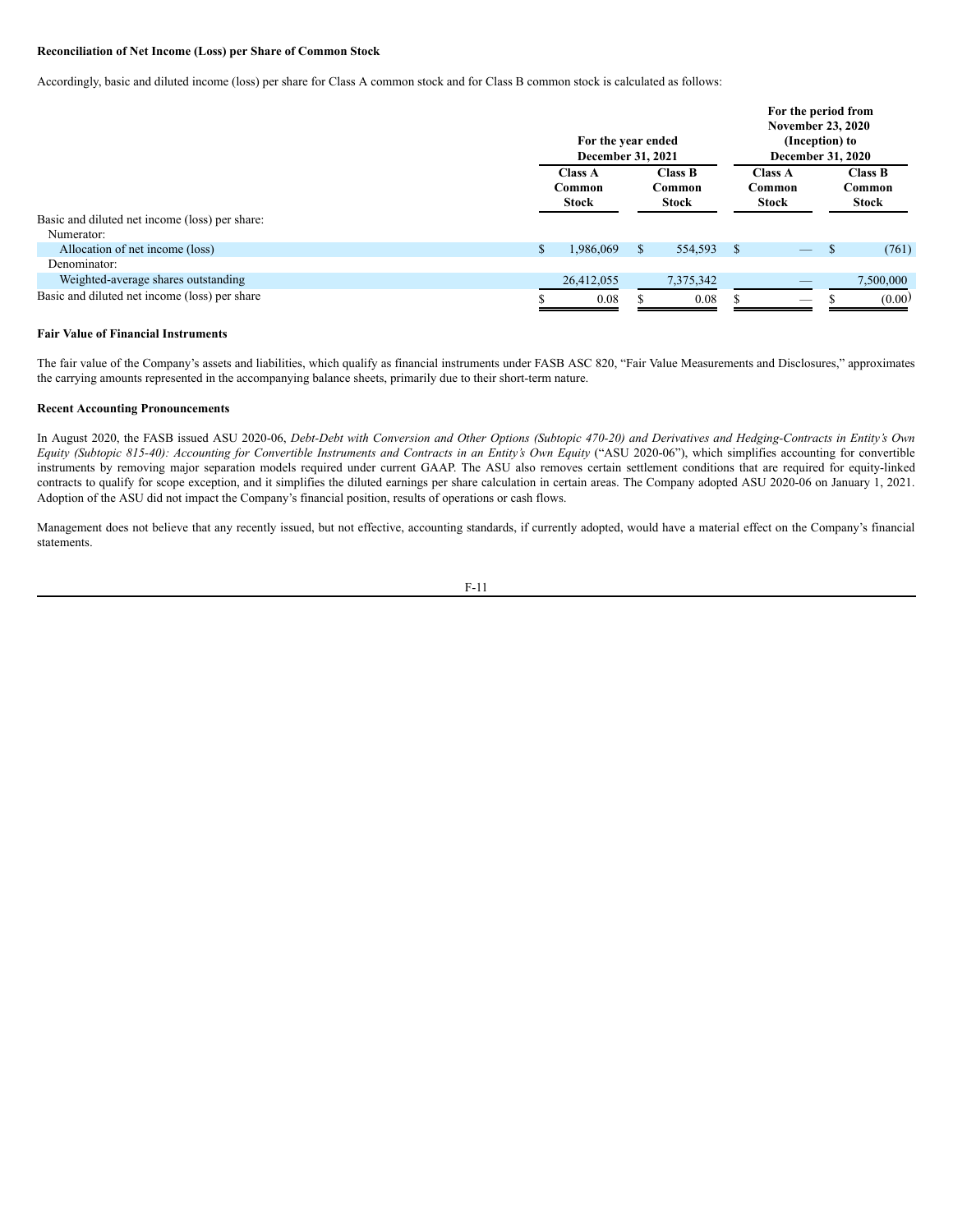**Reconciliation of Net Income (Loss) per Share of Common Stock**

Accordingly, basic and diluted income (loss) per share for Class A common stock and for Class B common stock is calculated as follows:

| | For the year ended December 31, 2021 | | For the period from November 23, 2020 (Inception) to December 31, 2020 | |
|---|---|---|---|---|
| | Class A Common Stock | Class B Common Stock | Class A Common Stock | Class B Common Stock |
| Basic and diluted net income (loss) per share: | | | | |
| Numerator: | | | | |
| Allocation of net income (loss) | $ 1,986,069 | $ 554,593 | $ — | $ (761) |
| Denominator: | | | | |
| Weighted-average shares outstanding | 26,412,055 | 7,375,342 | — | 7,500,000 |
| Basic and diluted net income (loss) per share | $ 0.08 | $ 0.08 | $ — | $ (0.00) |

**Fair Value of Financial Instruments**

The fair value of the Company's assets and liabilities, which qualify as financial instruments under FASB ASC 820, "Fair Value Measurements and Disclosures," approximates the carrying amounts represented in the accompanying balance sheets, primarily due to their short-term nature.

**Recent Accounting Pronouncements**

In August 2020, the FASB issued ASU 2020-06, *Debt-Debt with Conversion and Other Options (Subtopic 470-20) and Derivatives and Hedging-Contracts in Entity's Own Equity (Subtopic 815-40): Accounting for Convertible Instruments and Contracts in an Entity's Own Equity* ("ASU 2020-06"), which simplifies accounting for convertible instruments by removing major separation models required under current GAAP. The ASU also removes certain settlement conditions that are required for equity-linked contracts to qualify for scope exception, and it simplifies the diluted earnings per share calculation in certain areas. The Company adopted ASU 2020-06 on January 1, 2021. Adoption of the ASU did not impact the Company's financial position, results of operations or cash flows.

Management does not believe that any recently issued, but not effective, accounting standards, if currently adopted, would have a material effect on the Company's financial statements.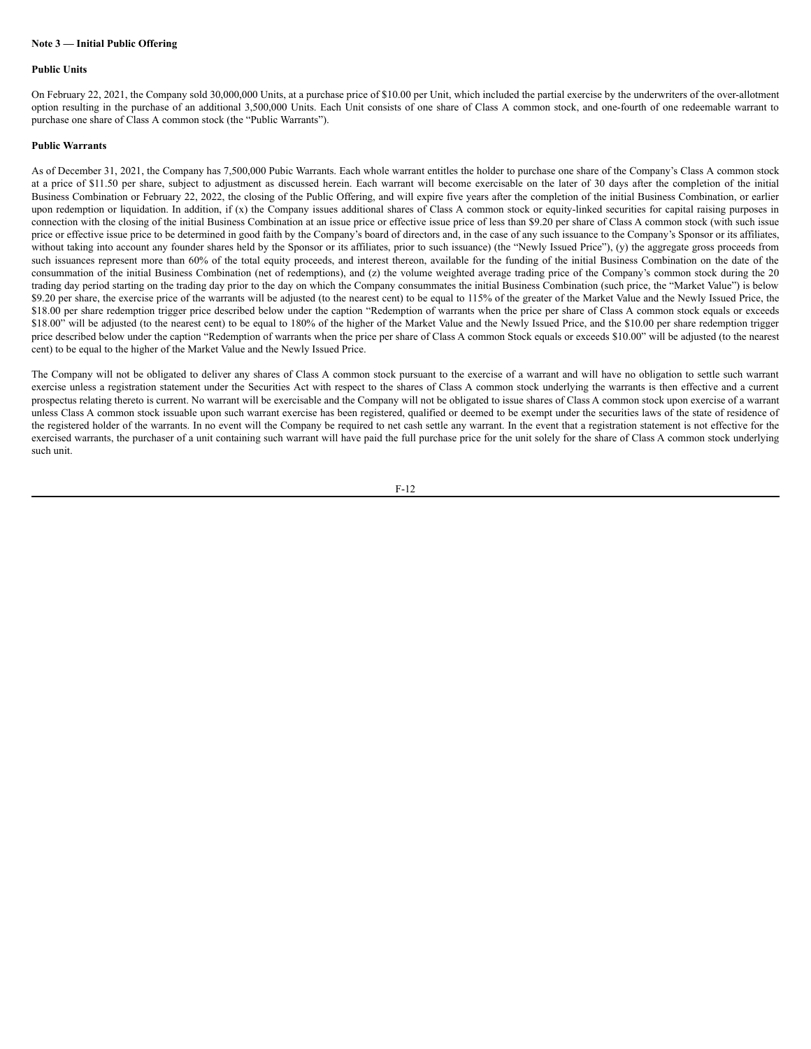**Note 3 — Initial Public Offering**

**Public Units**

On February 22, 2021, the Company sold 30,000,000 Units, at a purchase price of $10.00 per Unit, which included the partial exercise by the underwriters of the over-allotment option resulting in the purchase of an additional 3,500,000 Units. Each Unit consists of one share of Class A common stock, and one-fourth of one redeemable warrant to purchase one share of Class A common stock (the "Public Warrants").

**Public Warrants**

As of December 31, 2021, the Company has 7,500,000 Pubic Warrants. Each whole warrant entitles the holder to purchase one share of the Company's Class A common stock at a price of $11.50 per share, subject to adjustment as discussed herein. Each warrant will become exercisable on the later of 30 days after the completion of the initial Business Combination or February 22, 2022, the closing of the Public Offering, and will expire five years after the completion of the initial Business Combination, or earlier upon redemption or liquidation. In addition, if (x) the Company issues additional shares of Class A common stock or equity-linked securities for capital raising purposes in connection with the closing of the initial Business Combination at an issue price or effective issue price of less than $9.20 per share of Class A common stock (with such issue price or effective issue price to be determined in good faith by the Company's board of directors and, in the case of any such issuance to the Company's Sponsor or its affiliates, without taking into account any founder shares held by the Sponsor or its affiliates, prior to such issuance) (the "Newly Issued Price"), (y) the aggregate gross proceeds from such issuances represent more than 60% of the total equity proceeds, and interest thereon, available for the funding of the initial Business Combination on the date of the consummation of the initial Business Combination (net of redemptions), and (z) the volume weighted average trading price of the Company's common stock during the 20 trading day period starting on the trading day prior to the day on which the Company consummates the initial Business Combination (such price, the "Market Value") is below $9.20 per share, the exercise price of the warrants will be adjusted (to the nearest cent) to be equal to 115% of the greater of the Market Value and the Newly Issued Price, the $18.00 per share redemption trigger price described below under the caption "Redemption of warrants when the price per share of Class A common stock equals or exceeds $18.00" will be adjusted (to the nearest cent) to be equal to 180% of the higher of the Market Value and the Newly Issued Price, and the $10.00 per share redemption trigger price described below under the caption "Redemption of warrants when the price per share of Class A common Stock equals or exceeds $10.00" will be adjusted (to the nearest cent) to be equal to the higher of the Market Value and the Newly Issued Price.

The Company will not be obligated to deliver any shares of Class A common stock pursuant to the exercise of a warrant and will have no obligation to settle such warrant exercise unless a registration statement under the Securities Act with respect to the shares of Class A common stock underlying the warrants is then effective and a current prospectus relating thereto is current. No warrant will be exercisable and the Company will not be obligated to issue shares of Class A common stock upon exercise of a warrant unless Class A common stock issuable upon such warrant exercise has been registered, qualified or deemed to be exempt under the securities laws of the state of residence of the registered holder of the warrants. In no event will the Company be required to net cash settle any warrant. In the event that a registration statement is not effective for the exercised warrants, the purchaser of a unit containing such warrant will have paid the full purchase price for the unit solely for the share of Class A common stock underlying such unit.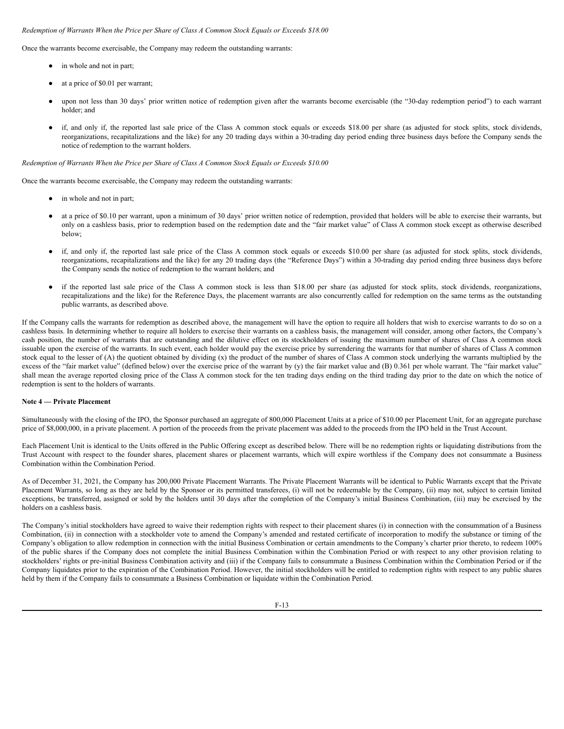*Redemption of Warrants When the Price per Share of Class A Common Stock Equals or Exceeds $18.00*

Once the warrants become exercisable, the Company may redeem the outstanding warrants:

- in whole and not in part;
- at a price of $0.01 per warrant;
- upon not less than 30 days' prior written notice of redemption given after the warrants become exercisable (the "30-day redemption period") to each warrant holder; and
- if, and only if, the reported last sale price of the Class A common stock equals or exceeds $18.00 per share (as adjusted for stock splits, stock dividends, reorganizations, recapitalizations and the like) for any 20 trading days within a 30-trading day period ending three business days before the Company sends the notice of redemption to the warrant holders.

*Redemption of Warrants When the Price per Share of Class A Common Stock Equals or Exceeds $10.00*

Once the warrants become exercisable, the Company may redeem the outstanding warrants:

- in whole and not in part;
- at a price of $0.10 per warrant, upon a minimum of 30 days' prior written notice of redemption, provided that holders will be able to exercise their warrants, but only on a cashless basis, prior to redemption based on the redemption date and the "fair market value" of Class A common stock except as otherwise described below;
- if, and only if, the reported last sale price of the Class A common stock equals or exceeds $10.00 per share (as adjusted for stock splits, stock dividends, reorganizations, recapitalizations and the like) for any 20 trading days (the "Reference Days") within a 30-trading day period ending three business days before the Company sends the notice of redemption to the warrant holders; and
- if the reported last sale price of the Class A common stock is less than $18.00 per share (as adjusted for stock splits, stock dividends, reorganizations, recapitalizations and the like) for the Reference Days, the placement warrants are also concurrently called for redemption on the same terms as the outstanding public warrants, as described above.

If the Company calls the warrants for redemption as described above, the management will have the option to require all holders that wish to exercise warrants to do so on a cashless basis. In determining whether to require all holders to exercise their warrants on a cashless basis, the management will consider, among other factors, the Company's cash position, the number of warrants that are outstanding and the dilutive effect on its stockholders of issuing the maximum number of shares of Class A common stock issuable upon the exercise of the warrants. In such event, each holder would pay the exercise price by surrendering the warrants for that number of shares of Class A common stock equal to the lesser of (A) the quotient obtained by dividing (x) the product of the number of shares of Class A common stock underlying the warrants multiplied by the excess of the "fair market value" (defined below) over the exercise price of the warrant by (y) the fair market value and (B) 0.361 per whole warrant. The "fair market value" shall mean the average reported closing price of the Class A common stock for the ten trading days ending on the third trading day prior to the date on which the notice of redemption is sent to the holders of warrants.

**Note 4 — Private Placement**

Simultaneously with the closing of the IPO, the Sponsor purchased an aggregate of 800,000 Placement Units at a price of $10.00 per Placement Unit, for an aggregate purchase price of $8,000,000, in a private placement. A portion of the proceeds from the private placement was added to the proceeds from the IPO held in the Trust Account.

Each Placement Unit is identical to the Units offered in the Public Offering except as described below. There will be no redemption rights or liquidating distributions from the Trust Account with respect to the founder shares, placement shares or placement warrants, which will expire worthless if the Company does not consummate a Business Combination within the Combination Period.

As of December 31, 2021, the Company has 200,000 Private Placement Warrants. The Private Placement Warrants will be identical to Public Warrants except that the Private Placement Warrants, so long as they are held by the Sponsor or its permitted transferees, (i) will not be redeemable by the Company, (ii) may not, subject to certain limited exceptions, be transferred, assigned or sold by the holders until 30 days after the completion of the Company's initial Business Combination, (iii) may be exercised by the holders on a cashless basis.

The Company's initial stockholders have agreed to waive their redemption rights with respect to their placement shares (i) in connection with the consummation of a Business Combination, (ii) in connection with a stockholder vote to amend the Company's amended and restated certificate of incorporation to modify the substance or timing of the Company's obligation to allow redemption in connection with the initial Business Combination or certain amendments to the Company's charter prior thereto, to redeem 100% of the public shares if the Company does not complete the initial Business Combination within the Combination Period or with respect to any other provision relating to stockholders' rights or pre-initial Business Combination activity and (iii) if the Company fails to consummate a Business Combination within the Combination Period or if the Company liquidates prior to the expiration of the Combination Period. However, the initial stockholders will be entitled to redemption rights with respect to any public shares held by them if the Company fails to consummate a Business Combination or liquidate within the Combination Period.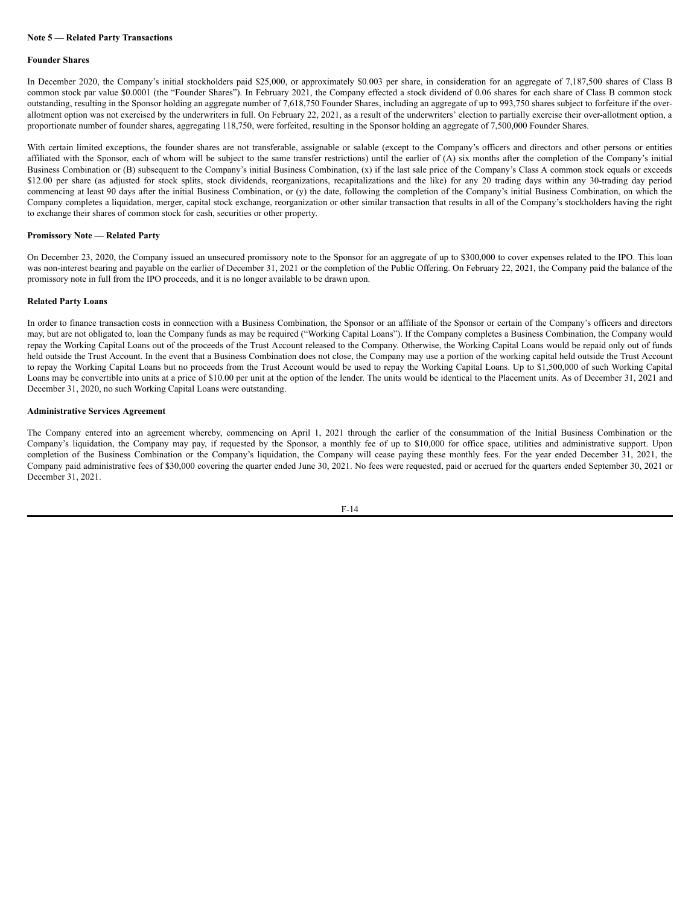**Note 5 — Related Party Transactions**

**Founder Shares**

In December 2020, the Company's initial stockholders paid $25,000, or approximately $0.003 per share, in consideration for an aggregate of 7,187,500 shares of Class B common stock par value $0.0001 (the "Founder Shares"). In February 2021, the Company effected a stock dividend of 0.06 shares for each share of Class B common stock outstanding, resulting in the Sponsor holding an aggregate number of 7,618,750 Founder Shares, including an aggregate of up to 993,750 shares subject to forfeiture if the over-allotment option was not exercised by the underwriters in full. On February 22, 2021, as a result of the underwriters' election to partially exercise their over-allotment option, a proportionate number of founder shares, aggregating 118,750, were forfeited, resulting in the Sponsor holding an aggregate of 7,500,000 Founder Shares.

With certain limited exceptions, the founder shares are not transferable, assignable or salable (except to the Company's officers and directors and other persons or entities affiliated with the Sponsor, each of whom will be subject to the same transfer restrictions) until the earlier of (A) six months after the completion of the Company's initial Business Combination or (B) subsequent to the Company's initial Business Combination, (x) if the last sale price of the Company's Class A common stock equals or exceeds $12.00 per share (as adjusted for stock splits, stock dividends, reorganizations, recapitalizations and the like) for any 20 trading days within any 30-trading day period commencing at least 90 days after the initial Business Combination, or (y) the date, following the completion of the Company's initial Business Combination, on which the Company completes a liquidation, merger, capital stock exchange, reorganization or other similar transaction that results in all of the Company's stockholders having the right to exchange their shares of common stock for cash, securities or other property.

**Promissory Note — Related Party**

On December 23, 2020, the Company issued an unsecured promissory note to the Sponsor for an aggregate of up to $300,000 to cover expenses related to the IPO. This loan was non-interest bearing and payable on the earlier of December 31, 2021 or the completion of the Public Offering. On February 22, 2021, the Company paid the balance of the promissory note in full from the IPO proceeds, and it is no longer available to be drawn upon.

**Related Party Loans**

In order to finance transaction costs in connection with a Business Combination, the Sponsor or an affiliate of the Sponsor or certain of the Company's officers and directors may, but are not obligated to, loan the Company funds as may be required ("Working Capital Loans"). If the Company completes a Business Combination, the Company would repay the Working Capital Loans out of the proceeds of the Trust Account released to the Company. Otherwise, the Working Capital Loans would be repaid only out of funds held outside the Trust Account. In the event that a Business Combination does not close, the Company may use a portion of the working capital held outside the Trust Account to repay the Working Capital Loans but no proceeds from the Trust Account would be used to repay the Working Capital Loans. Up to $1,500,000 of such Working Capital Loans may be convertible into units at a price of $10.00 per unit at the option of the lender. The units would be identical to the Placement units. As of December 31, 2021 and December 31, 2020, no such Working Capital Loans were outstanding.

**Administrative Services Agreement**

The Company entered into an agreement whereby, commencing on April 1, 2021 through the earlier of the consummation of the Initial Business Combination or the Company's liquidation, the Company may pay, if requested by the Sponsor, a monthly fee of up to $10,000 for office space, utilities and administrative support. Upon completion of the Business Combination or the Company's liquidation, the Company will cease paying these monthly fees. For the year ended December 31, 2021, the Company paid administrative fees of $30,000 covering the quarter ended June 30, 2021. No fees were requested, paid or accrued for the quarters ended September 30, 2021 or December 31, 2021.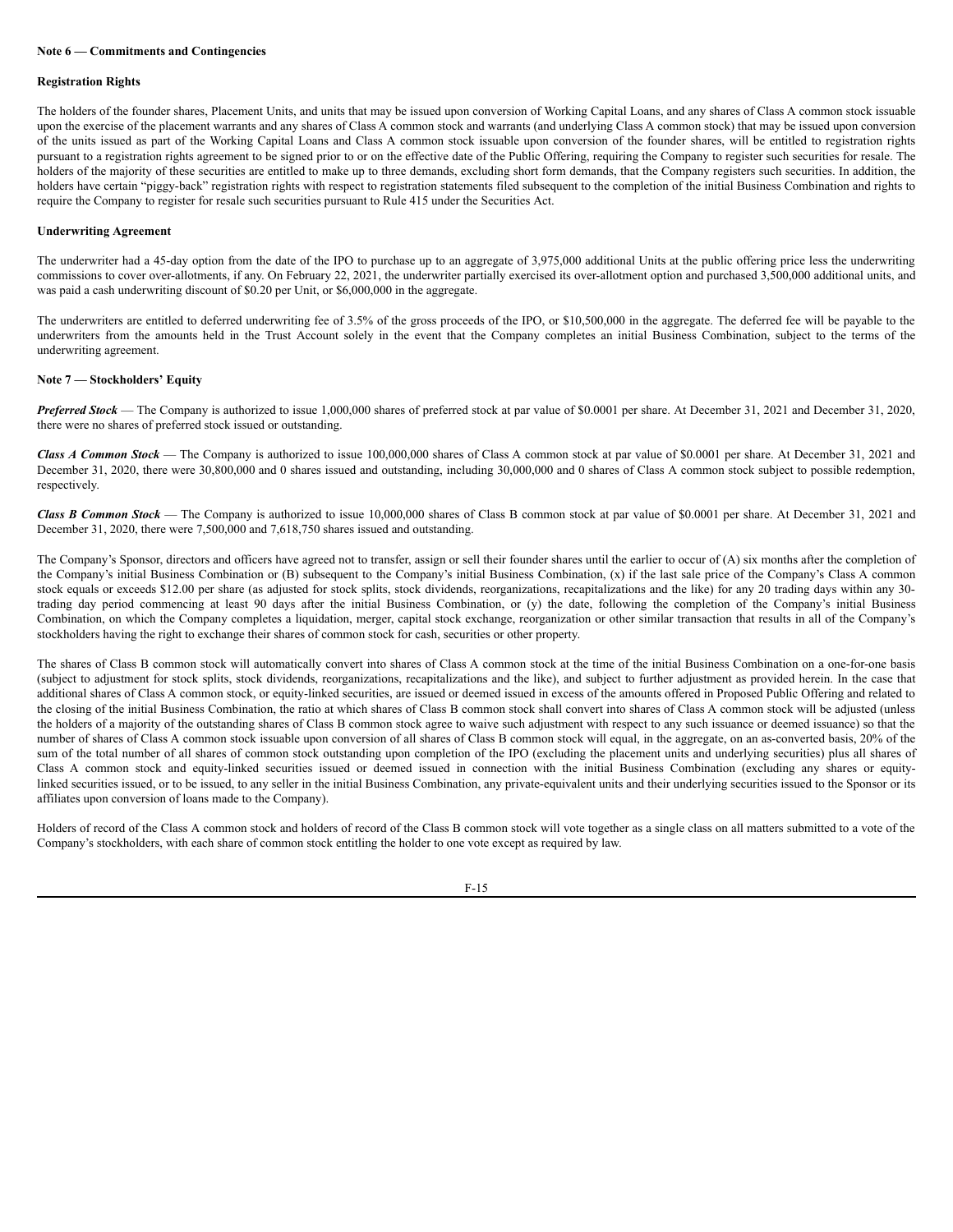**Note 6 — Commitments and Contingencies**

**Registration Rights**

The holders of the founder shares, Placement Units, and units that may be issued upon conversion of Working Capital Loans, and any shares of Class A common stock issuable upon the exercise of the placement warrants and any shares of Class A common stock and warrants (and underlying Class A common stock) that may be issued upon conversion of the units issued as part of the Working Capital Loans and Class A common stock issuable upon conversion of the founder shares, will be entitled to registration rights pursuant to a registration rights agreement to be signed prior to or on the effective date of the Public Offering, requiring the Company to register such securities for resale. The holders of the majority of these securities are entitled to make up to three demands, excluding short form demands, that the Company registers such securities. In addition, the holders have certain "piggy-back" registration rights with respect to registration statements filed subsequent to the completion of the initial Business Combination and rights to require the Company to register for resale such securities pursuant to Rule 415 under the Securities Act.

**Underwriting Agreement**

The underwriter had a 45-day option from the date of the IPO to purchase up to an aggregate of 3,975,000 additional Units at the public offering price less the underwriting commissions to cover over-allotments, if any. On February 22, 2021, the underwriter partially exercised its over-allotment option and purchased 3,500,000 additional units, and was paid a cash underwriting discount of $0.20 per Unit, or $6,000,000 in the aggregate.

The underwriters are entitled to deferred underwriting fee of 3.5% of the gross proceeds of the IPO, or $10,500,000 in the aggregate. The deferred fee will be payable to the underwriters from the amounts held in the Trust Account solely in the event that the Company completes an initial Business Combination, subject to the terms of the underwriting agreement.

**Note 7 — Stockholders' Equity**

***Preferred Stock*** — The Company is authorized to issue 1,000,000 shares of preferred stock at par value of $0.0001 per share. At December 31, 2021 and December 31, 2020, there were no shares of preferred stock issued or outstanding.

***Class A Common Stock*** — The Company is authorized to issue 100,000,000 shares of Class A common stock at par value of $0.0001 per share. At December 31, 2021 and December 31, 2020, there were 30,800,000 and 0 shares issued and outstanding, including 30,000,000 and 0 shares of Class A common stock subject to possible redemption, respectively.

***Class B Common Stock*** — The Company is authorized to issue 10,000,000 shares of Class B common stock at par value of $0.0001 per share. At December 31, 2021 and December 31, 2020, there were 7,500,000 and 7,618,750 shares issued and outstanding.

The Company's Sponsor, directors and officers have agreed not to transfer, assign or sell their founder shares until the earlier to occur of (A) six months after the completion of the Company's initial Business Combination or (B) subsequent to the Company's initial Business Combination, (x) if the last sale price of the Company's Class A common stock equals or exceeds $12.00 per share (as adjusted for stock splits, stock dividends, reorganizations, recapitalizations and the like) for any 20 trading days within any 30-trading day period commencing at least 90 days after the initial Business Combination, or (y) the date, following the completion of the Company's initial Business Combination, on which the Company completes a liquidation, merger, capital stock exchange, reorganization or other similar transaction that results in all of the Company's stockholders having the right to exchange their shares of common stock for cash, securities or other property.

The shares of Class B common stock will automatically convert into shares of Class A common stock at the time of the initial Business Combination on a one-for-one basis (subject to adjustment for stock splits, stock dividends, reorganizations, recapitalizations and the like), and subject to further adjustment as provided herein. In the case that additional shares of Class A common stock, or equity-linked securities, are issued or deemed issued in excess of the amounts offered in Proposed Public Offering and related to the closing of the initial Business Combination, the ratio at which shares of Class B common stock shall convert into shares of Class A common stock will be adjusted (unless the holders of a majority of the outstanding shares of Class B common stock agree to waive such adjustment with respect to any such issuance or deemed issuance) so that the number of shares of Class A common stock issuable upon conversion of all shares of Class B common stock will equal, in the aggregate, on an as-converted basis, 20% of the sum of the total number of all shares of common stock outstanding upon completion of the IPO (excluding the placement units and underlying securities) plus all shares of Class A common stock and equity-linked securities issued or deemed issued in connection with the initial Business Combination (excluding any shares or equity-linked securities issued, or to be issued, to any seller in the initial Business Combination, any private-equivalent units and their underlying securities issued to the Sponsor or its affiliates upon conversion of loans made to the Company).

Holders of record of the Class A common stock and holders of record of the Class B common stock will vote together as a single class on all matters submitted to a vote of the Company's stockholders, with each share of common stock entitling the holder to one vote except as required by law.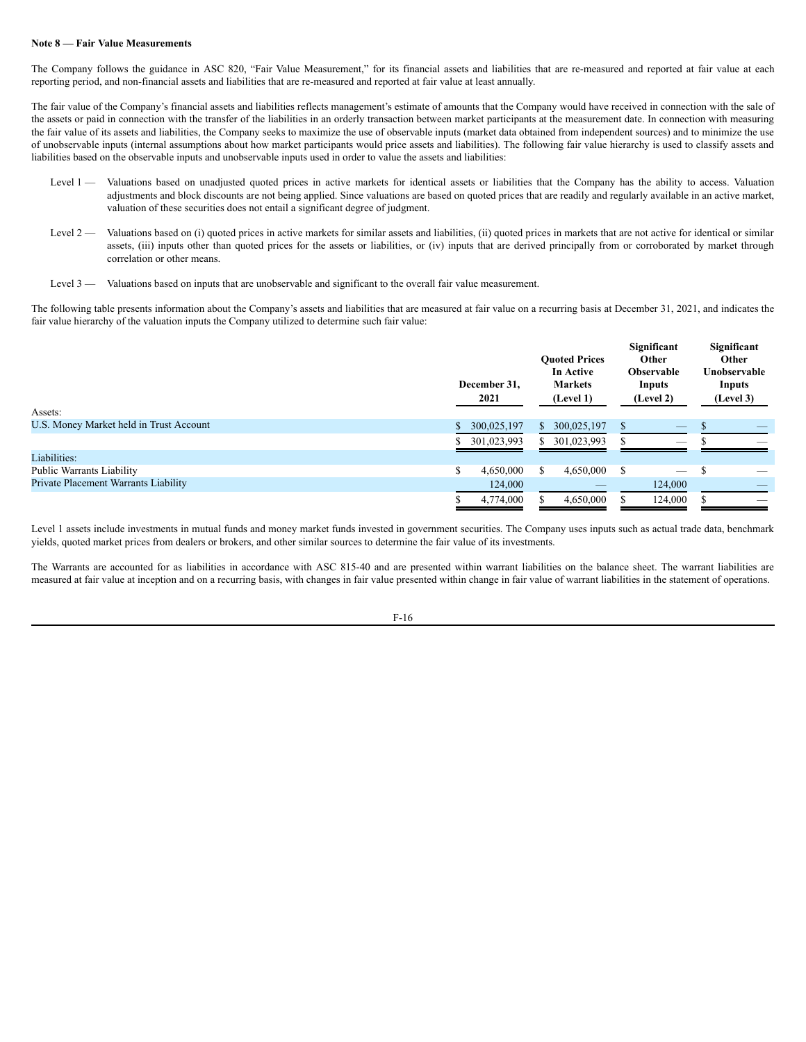**Note 8 — Fair Value Measurements**

The Company follows the guidance in ASC 820, "Fair Value Measurement," for its financial assets and liabilities that are re-measured and reported at fair value at each reporting period, and non-financial assets and liabilities that are re-measured and reported at fair value at least annually.

The fair value of the Company's financial assets and liabilities reflects management's estimate of amounts that the Company would have received in connection with the sale of the assets or paid in connection with the transfer of the liabilities in an orderly transaction between market participants at the measurement date. In connection with measuring the fair value of its assets and liabilities, the Company seeks to maximize the use of observable inputs (market data obtained from independent sources) and to minimize the use of unobservable inputs (internal assumptions about how market participants would price assets and liabilities). The following fair value hierarchy is used to classify assets and liabilities based on the observable inputs and unobservable inputs used in order to value the assets and liabilities:

Level 1 — Valuations based on unadjusted quoted prices in active markets for identical assets or liabilities that the Company has the ability to access. Valuation adjustments and block discounts are not being applied. Since valuations are based on quoted prices that are readily and regularly available in an active market, valuation of these securities does not entail a significant degree of judgment.

Level 2 — Valuations based on (i) quoted prices in active markets for similar assets and liabilities, (ii) quoted prices in markets that are not active for identical or similar assets, (iii) inputs other than quoted prices for the assets or liabilities, or (iv) inputs that are derived principally from or corroborated by market through correlation or other means.

Level 3 — Valuations based on inputs that are unobservable and significant to the overall fair value measurement.

The following table presents information about the Company's assets and liabilities that are measured at fair value on a recurring basis at December 31, 2021, and indicates the fair value hierarchy of the valuation inputs the Company utilized to determine such fair value:

| | December 31, 2021 | Quoted Prices In Active Markets (Level 1) | Significant Other Observable Inputs (Level 2) | Significant Other Unobservable Inputs (Level 3) |
|---|---|---|---|---|
| Assets: | | | | |
| U.S. Money Market held in Trust Account | $ 300,025,197 | $ 300,025,197 | $ — | $ — |
| | $ 301,023,993 | $ 301,023,993 | $ — | $ — |
| Liabilities: | | | | |
| Public Warrants Liability | $ 4,650,000 | $ 4,650,000 | $ — | $ — |
| Private Placement Warrants Liability | 124,000 | — | 124,000 | — |
| | $ 4,774,000 | $ 4,650,000 | $ 124,000 | $ — |

Level 1 assets include investments in mutual funds and money market funds invested in government securities. The Company uses inputs such as actual trade data, benchmark yields, quoted market prices from dealers or brokers, and other similar sources to determine the fair value of its investments.

The Warrants are accounted for as liabilities in accordance with ASC 815-40 and are presented within warrant liabilities on the balance sheet. The warrant liabilities are measured at fair value at inception and on a recurring basis, with changes in fair value presented within change in fair value of warrant liabilities in the statement of operations.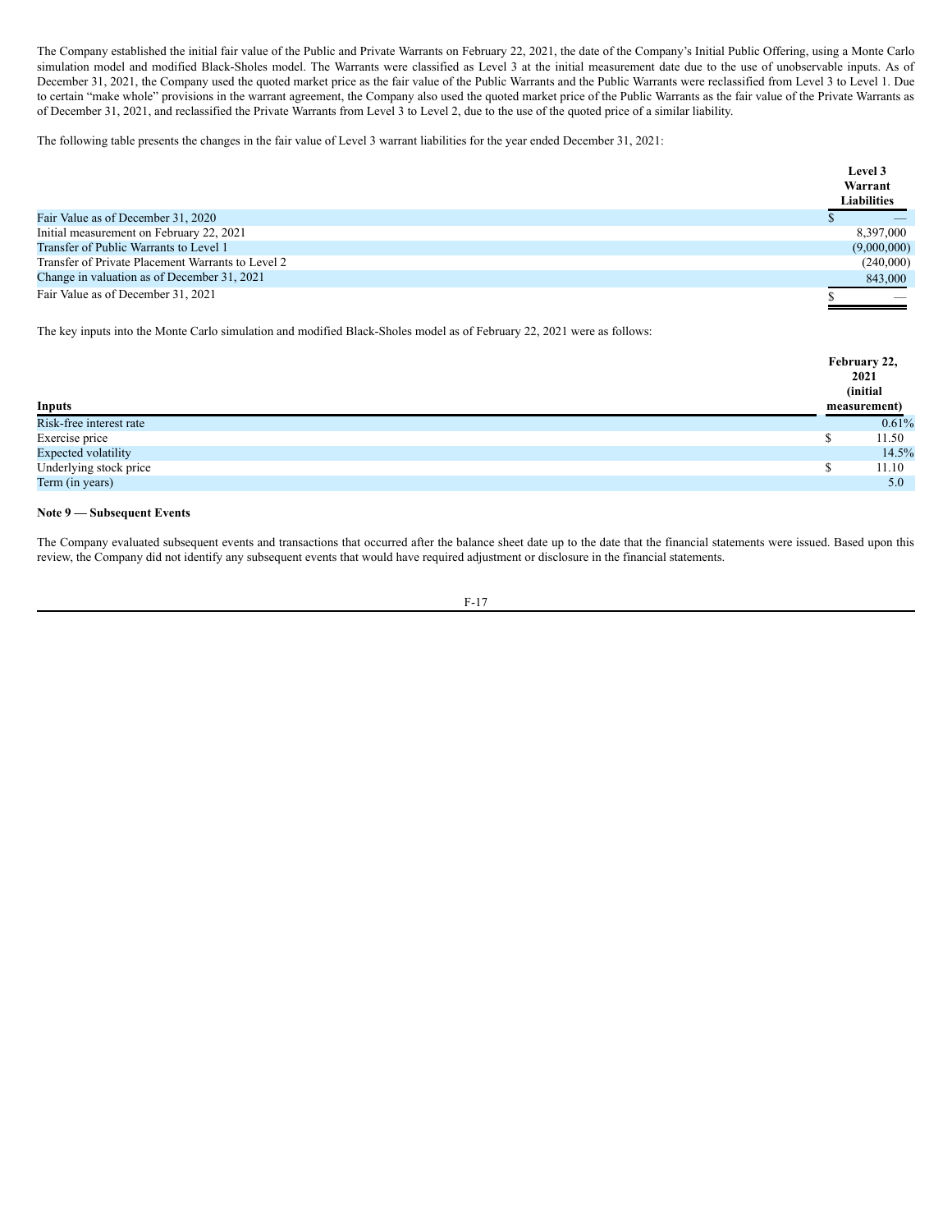The Company established the initial fair value of the Public and Private Warrants on February 22, 2021, the date of the Company's Initial Public Offering, using a Monte Carlo simulation model and modified Black-Sholes model. The Warrants were classified as Level 3 at the initial measurement date due to the use of unobservable inputs. As of December 31, 2021, the Company used the quoted market price as the fair value of the Public Warrants and the Public Warrants were reclassified from Level 3 to Level 1. Due to certain "make whole" provisions in the warrant agreement, the Company also used the quoted market price of the Public Warrants as the fair value of the Private Warrants as of December 31, 2021, and reclassified the Private Warrants from Level 3 to Level 2, due to the use of the quoted price of a similar liability.

The following table presents the changes in the fair value of Level 3 warrant liabilities for the year ended December 31, 2021:

| | Level 3 Warrant Liabilities |
|---|---|
| Fair Value as of December 31, 2020 | $ — |
| Initial measurement on February 22, 2021 | 8,397,000 |
| Transfer of Public Warrants to Level 1 | (9,000,000) |
| Transfer of Private Placement Warrants to Level 2 | (240,000) |
| Change in valuation as of December 31, 2021 | 843,000 |
| Fair Value as of December 31, 2021 | $ — |

The key inputs into the Monte Carlo simulation and modified Black-Sholes model as of February 22, 2021 were as follows:

| Inputs | February 22, 2021 (initial measurement) |
|---|---|
| Risk-free interest rate | 0.61% |
| Exercise price | $ 11.50 |
| Expected volatility | 14.5% |
| Underlying stock price | $ 11.10 |
| Term (in years) | 5.0 |

**Note 9 — Subsequent Events**

The Company evaluated subsequent events and transactions that occurred after the balance sheet date up to the date that the financial statements were issued. Based upon this review, the Company did not identify any subsequent events that would have required adjustment or disclosure in the financial statements.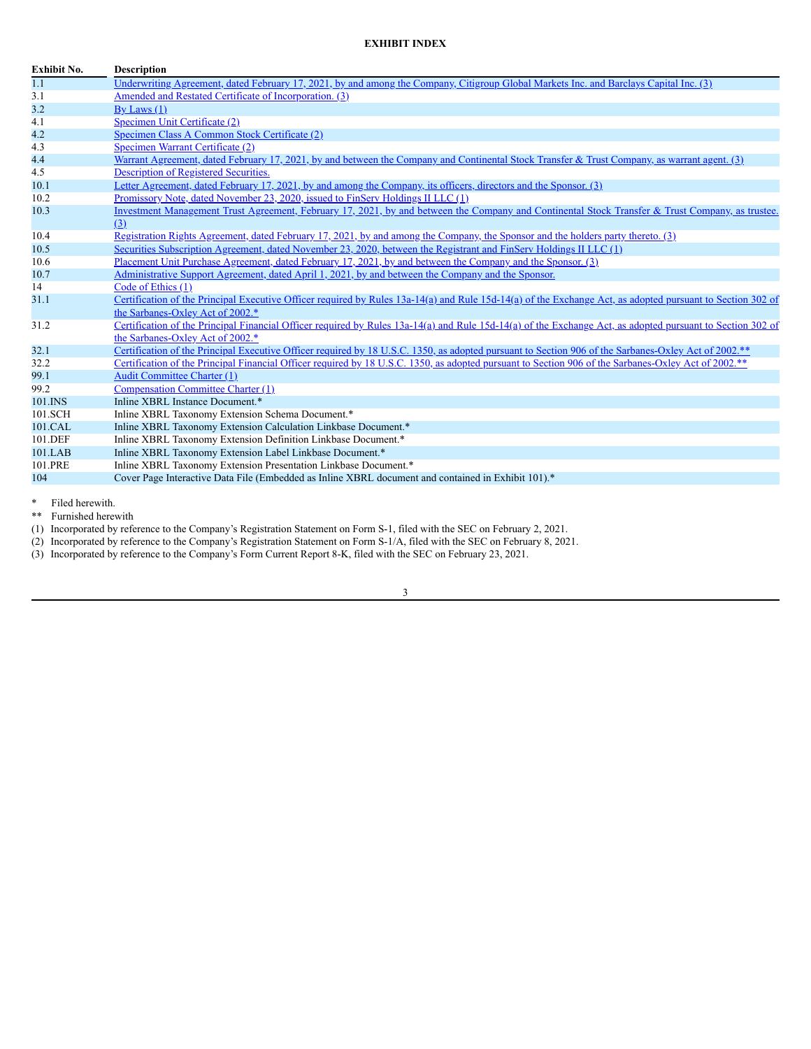**EXHIBIT INDEX**

| Exhibit No. | Description |
|---|---|
| 1.1 | Underwriting Agreement, dated February 17, 2021, by and among the Company, Citigroup Global Markets Inc. and Barclays Capital Inc. (3) |
| 3.1 | Amended and Restated Certificate of Incorporation. (3) |
| 3.2 | By Laws (1) |
| 4.1 | Specimen Unit Certificate (2) |
| 4.2 | Specimen Class A Common Stock Certificate (2) |
| 4.3 | Specimen Warrant Certificate (2) |
| 4.4 | Warrant Agreement, dated February 17, 2021, by and between the Company and Continental Stock Transfer & Trust Company, as warrant agent. (3) |
| 4.5 | Description of Registered Securities. |
| 10.1 | Letter Agreement, dated February 17, 2021, by and among the Company, its officers, directors and the Sponsor. (3) |
| 10.2 | Promissory Note, dated November 23, 2020, issued to FinServ Holdings II LLC (1) |
| 10.3 | Investment Management Trust Agreement, February 17, 2021, by and between the Company and Continental Stock Transfer & Trust Company, as trustee. (3) |
| 10.4 | Registration Rights Agreement, dated February 17, 2021, by and among the Company, the Sponsor and the holders party thereto. (3) |
| 10.5 | Securities Subscription Agreement, dated November 23, 2020, between the Registrant and FinServ Holdings II LLC (1) |
| 10.6 | Placement Unit Purchase Agreement, dated February 17, 2021, by and between the Company and the Sponsor. (3) |
| 10.7 | Administrative Support Agreement, dated April 1, 2021, by and between the Company and the Sponsor. |
| 14 | Code of Ethics (1) |
| 31.1 | Certification of the Principal Executive Officer required by Rules 13a-14(a) and Rule 15d-14(a) of the Exchange Act, as adopted pursuant to Section 302 of the Sarbanes-Oxley Act of 2002.* |
| 31.2 | Certification of the Principal Financial Officer required by Rules 13a-14(a) and Rule 15d-14(a) of the Exchange Act, as adopted pursuant to Section 302 of the Sarbanes-Oxley Act of 2002.* |
| 32.1 | Certification of the Principal Executive Officer required by 18 U.S.C. 1350, as adopted pursuant to Section 906 of the Sarbanes-Oxley Act of 2002.** |
| 32.2 | Certification of the Principal Financial Officer required by 18 U.S.C. 1350, as adopted pursuant to Section 906 of the Sarbanes-Oxley Act of 2002.** |
| 99.1 | Audit Committee Charter (1) |
| 99.2 | Compensation Committee Charter (1) |
| 101.INS | Inline XBRL Instance Document.* |
| 101.SCH | Inline XBRL Taxonomy Extension Schema Document.* |
| 101.CAL | Inline XBRL Taxonomy Extension Calculation Linkbase Document.* |
| 101.DEF | Inline XBRL Taxonomy Extension Definition Linkbase Document.* |
| 101.LAB | Inline XBRL Taxonomy Extension Label Linkbase Document.* |
| 101.PRE | Inline XBRL Taxonomy Extension Presentation Linkbase Document.* |
| 104 | Cover Page Interactive Data File (Embedded as Inline XBRL document and contained in Exhibit 101).* |

\* Filed herewith.

\** Furnished herewith

(1) Incorporated by reference to the Company's Registration Statement on Form S-1, filed with the SEC on February 2, 2021.

(2) Incorporated by reference to the Company's Registration Statement on Form S-1/A, filed with the SEC on February 8, 2021.

(3) Incorporated by reference to the Company's Form Current Report 8-K, filed with the SEC on February 23, 2021.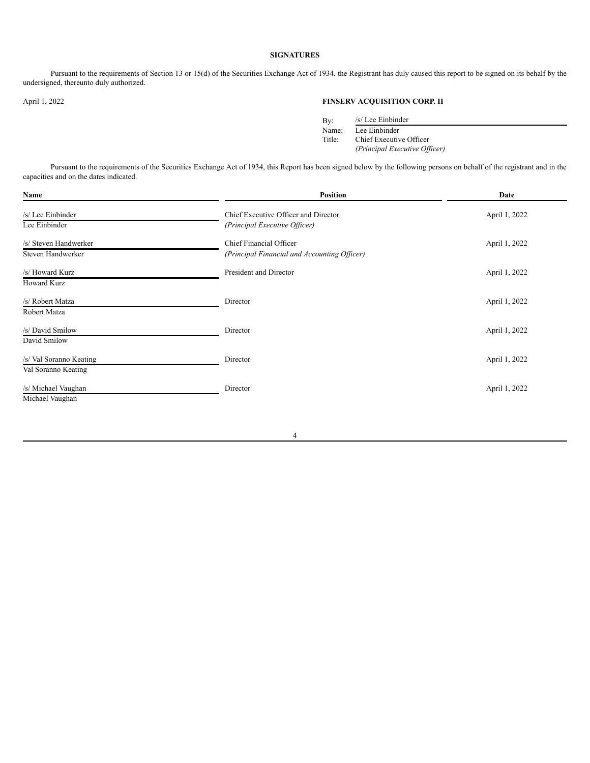**SIGNATURES**

Pursuant to the requirements of Section 13 or 15(d) of the Securities Exchange Act of 1934, the Registrant has duly caused this report to be signed on its behalf by the undersigned, thereunto duly authorized.

April 1, 2022

**FINSERV ACQUISITION CORP. II**

By: /s/ Lee Einbinder
Name: Lee Einbinder
Title: Chief Executive Officer
*(Principal Executive Officer)*

Pursuant to the requirements of the Securities Exchange Act of 1934, this Report has been signed below by the following persons on behalf of the registrant and in the capacities and on the dates indicated.

| Name | Position | Date |
|---|---|---|
| /s/ Lee Einbinder<br>Lee Einbinder | Chief Executive Officer and Director<br>*(Principal Executive Officer)* | April 1, 2022 |
| /s/ Steven Handwerker<br>Steven Handwerker | Chief Financial Officer<br>*(Principal Financial and Accounting Officer)* | April 1, 2022 |
| /s/ Howard Kurz<br>Howard Kurz | President and Director | April 1, 2022 |
| /s/ Robert Matza<br>Robert Matza | Director | April 1, 2022 |
| /s/ David Smilow<br>David Smilow | Director | April 1, 2022 |
| /s/ Val Soranno Keating<br>Val Soranno Keating | Director | April 1, 2022 |
| /s/ Michael Vaughan<br>Michael Vaughan | Director | April 1, 2022 |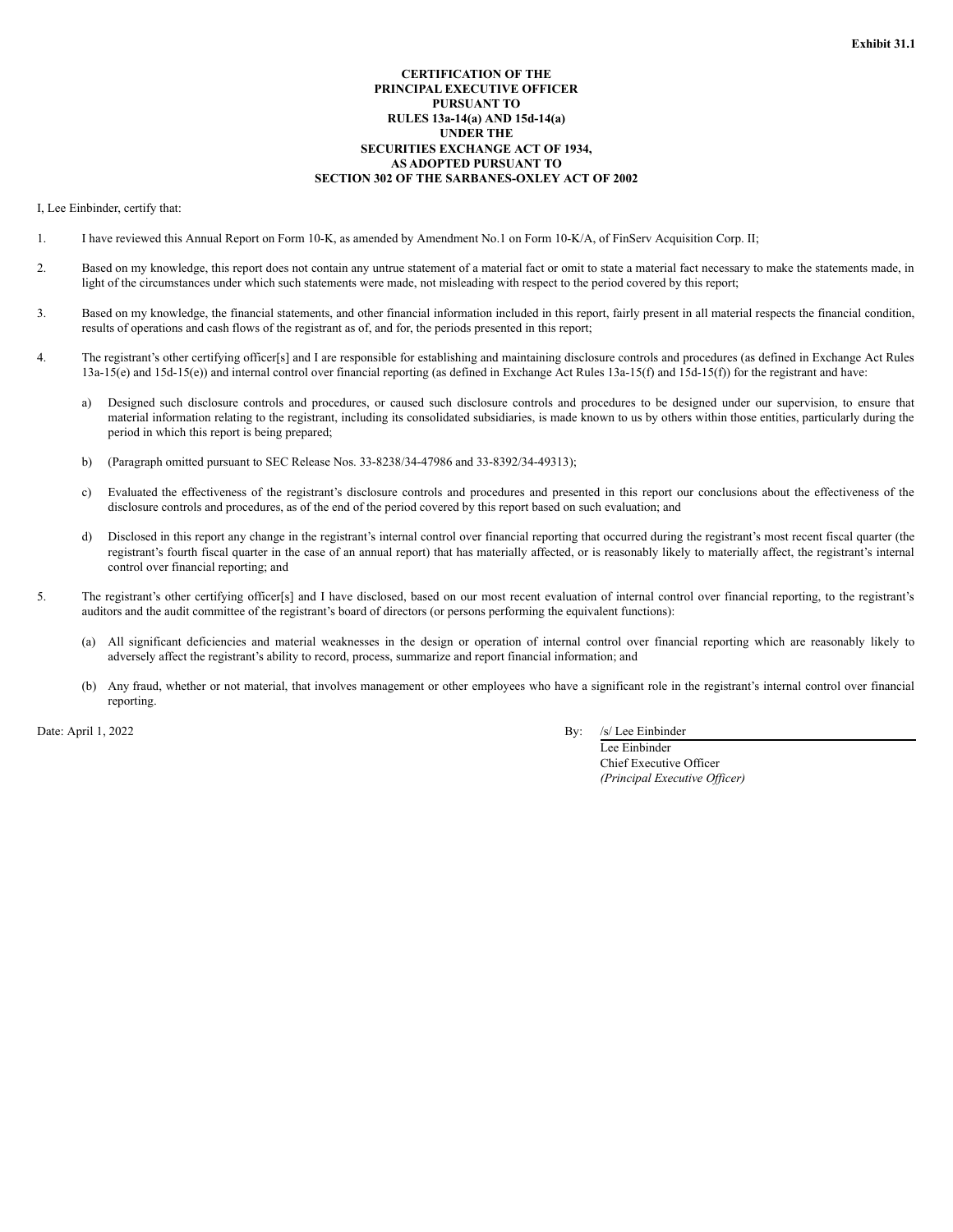**Exhibit 31.1**

**CERTIFICATION OF THE PRINCIPAL EXECUTIVE OFFICER PURSUANT TO RULES 13a-14(a) AND 15d-14(a) UNDER THE SECURITIES EXCHANGE ACT OF 1934, AS ADOPTED PURSUANT TO SECTION 302 OF THE SARBANES-OXLEY ACT OF 2002**

I, Lee Einbinder, certify that:

1. I have reviewed this Annual Report on Form 10-K, as amended by Amendment No.1 on Form 10-K/A, of FinServ Acquisition Corp. II;

2. Based on my knowledge, this report does not contain any untrue statement of a material fact or omit to state a material fact necessary to make the statements made, in light of the circumstances under which such statements were made, not misleading with respect to the period covered by this report;

3. Based on my knowledge, the financial statements, and other financial information included in this report, fairly present in all material respects the financial condition, results of operations and cash flows of the registrant as of, and for, the periods presented in this report;

4. The registrant's other certifying officer[s] and I are responsible for establishing and maintaining disclosure controls and procedures (as defined in Exchange Act Rules 13a-15(e) and 15d-15(e)) and internal control over financial reporting (as defined in Exchange Act Rules 13a-15(f) and 15d-15(f)) for the registrant and have:

   a) Designed such disclosure controls and procedures, or caused such disclosure controls and procedures to be designed under our supervision, to ensure that material information relating to the registrant, including its consolidated subsidiaries, is made known to us by others within those entities, particularly during the period in which this report is being prepared;

   b) (Paragraph omitted pursuant to SEC Release Nos. 33-8238/34-47986 and 33-8392/34-49313);

   c) Evaluated the effectiveness of the registrant's disclosure controls and procedures and presented in this report our conclusions about the effectiveness of the disclosure controls and procedures, as of the end of the period covered by this report based on such evaluation; and

   d) Disclosed in this report any change in the registrant's internal control over financial reporting that occurred during the registrant's most recent fiscal quarter (the registrant's fourth fiscal quarter in the case of an annual report) that has materially affected, or is reasonably likely to materially affect, the registrant's internal control over financial reporting; and

5. The registrant's other certifying officer[s] and I have disclosed, based on our most recent evaluation of internal control over financial reporting, to the registrant's auditors and the audit committee of the registrant's board of directors (or persons performing the equivalent functions):

   (a) All significant deficiencies and material weaknesses in the design or operation of internal control over financial reporting which are reasonably likely to adversely affect the registrant's ability to record, process, summarize and report financial information; and

   (b) Any fraud, whether or not material, that involves management or other employees who have a significant role in the registrant's internal control over financial reporting.

Date: April 1, 2022

By: /s/ Lee Einbinder
Lee Einbinder
Chief Executive Officer
*(Principal Executive Officer)*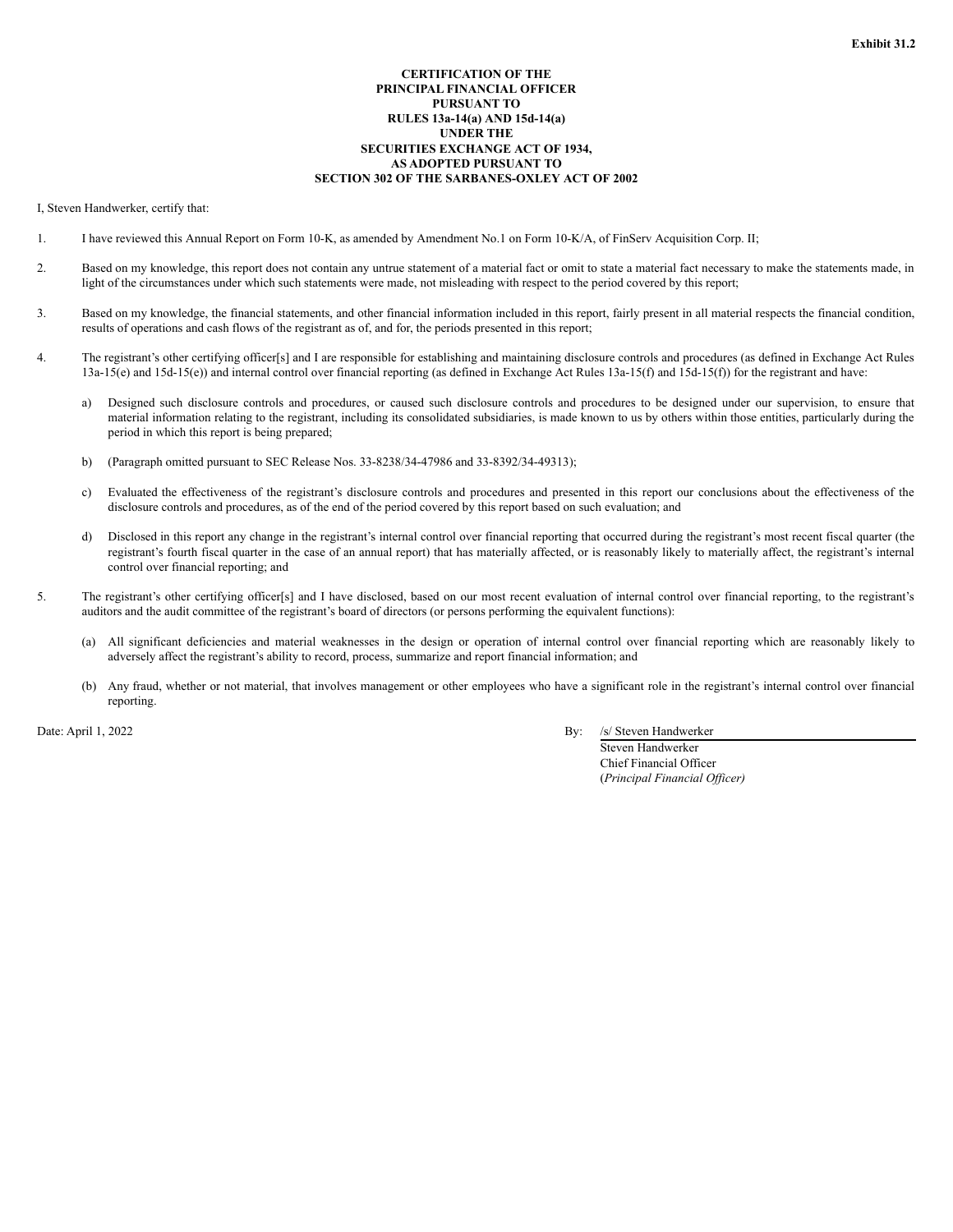**Exhibit 31.2**

**CERTIFICATION OF THE
PRINCIPAL FINANCIAL OFFICER
PURSUANT TO
RULES 13a-14(a) AND 15d-14(a)
UNDER THE
SECURITIES EXCHANGE ACT OF 1934,
AS ADOPTED PURSUANT TO
SECTION 302 OF THE SARBANES-OXLEY ACT OF 2002**

I, Steven Handwerker, certify that:

1. I have reviewed this Annual Report on Form 10-K, as amended by Amendment No.1 on Form 10-K/A, of FinServ Acquisition Corp. II;

2. Based on my knowledge, this report does not contain any untrue statement of a material fact or omit to state a material fact necessary to make the statements made, in light of the circumstances under which such statements were made, not misleading with respect to the period covered by this report;

3. Based on my knowledge, the financial statements, and other financial information included in this report, fairly present in all material respects the financial condition, results of operations and cash flows of the registrant as of, and for, the periods presented in this report;

4. The registrant's other certifying officer[s] and I are responsible for establishing and maintaining disclosure controls and procedures (as defined in Exchange Act Rules 13a-15(e) and 15d-15(e)) and internal control over financial reporting (as defined in Exchange Act Rules 13a-15(f) and 15d-15(f)) for the registrant and have:

   a) Designed such disclosure controls and procedures, or caused such disclosure controls and procedures to be designed under our supervision, to ensure that material information relating to the registrant, including its consolidated subsidiaries, is made known to us by others within those entities, particularly during the period in which this report is being prepared;

   b) (Paragraph omitted pursuant to SEC Release Nos. 33-8238/34-47986 and 33-8392/34-49313);

   c) Evaluated the effectiveness of the registrant's disclosure controls and procedures and presented in this report our conclusions about the effectiveness of the disclosure controls and procedures, as of the end of the period covered by this report based on such evaluation; and

   d) Disclosed in this report any change in the registrant's internal control over financial reporting that occurred during the registrant's most recent fiscal quarter (the registrant's fourth fiscal quarter in the case of an annual report) that has materially affected, or is reasonably likely to materially affect, the registrant's internal control over financial reporting; and

5. The registrant's other certifying officer[s] and I have disclosed, based on our most recent evaluation of internal control over financial reporting, to the registrant's auditors and the audit committee of the registrant's board of directors (or persons performing the equivalent functions):

   (a) All significant deficiencies and material weaknesses in the design or operation of internal control over financial reporting which are reasonably likely to adversely affect the registrant's ability to record, process, summarize and report financial information; and

   (b) Any fraud, whether or not material, that involves management or other employees who have a significant role in the registrant's internal control over financial reporting.

Date: April 1, 2022

By: /s/ Steven Handwerker
Steven Handwerker
Chief Financial Officer
(*Principal Financial Officer)*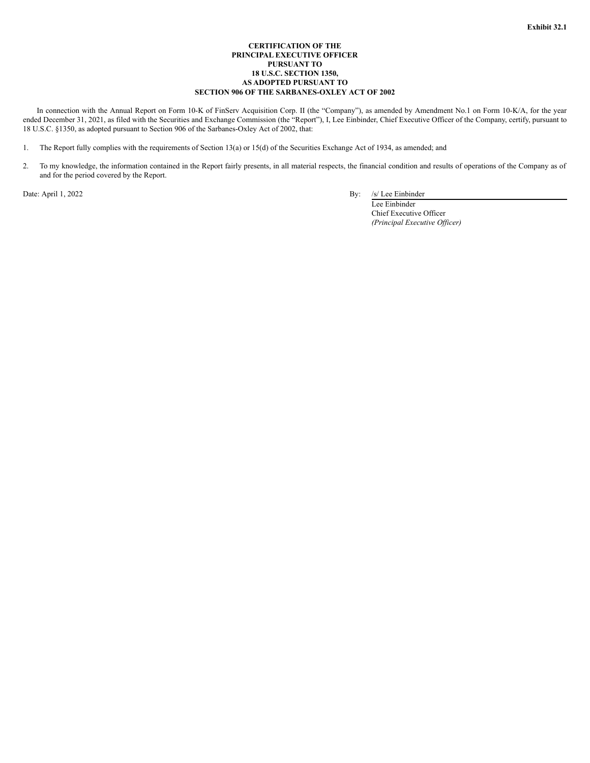**Exhibit 32.1**

**CERTIFICATION OF THE PRINCIPAL EXECUTIVE OFFICER PURSUANT TO 18 U.S.C. SECTION 1350, AS ADOPTED PURSUANT TO SECTION 906 OF THE SARBANES-OXLEY ACT OF 2002**

In connection with the Annual Report on Form 10-K of FinServ Acquisition Corp. II (the "Company"), as amended by Amendment No.1 on Form 10-K/A, for the year ended December 31, 2021, as filed with the Securities and Exchange Commission (the "Report"), I, Lee Einbinder, Chief Executive Officer of the Company, certify, pursuant to 18 U.S.C. §1350, as adopted pursuant to Section 906 of the Sarbanes-Oxley Act of 2002, that:

1. The Report fully complies with the requirements of Section 13(a) or 15(d) of the Securities Exchange Act of 1934, as amended; and
2. To my knowledge, the information contained in the Report fairly presents, in all material respects, the financial condition and results of operations of the Company as of and for the period covered by the Report.

Date: April 1, 2022

By: /s/ Lee Einbinder
Lee Einbinder
Chief Executive Officer
*(Principal Executive Officer)*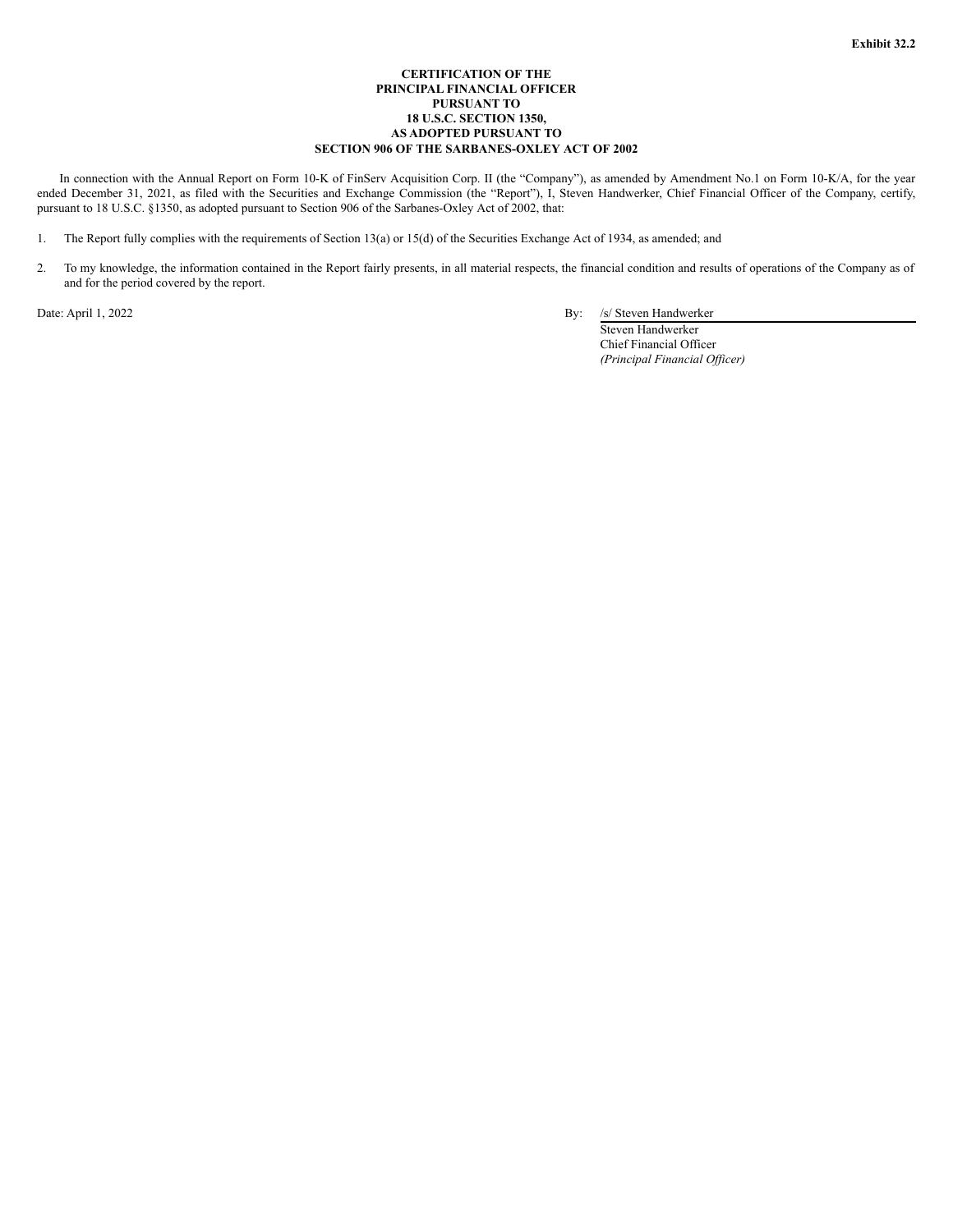**Exhibit 32.2**

**CERTIFICATION OF THE PRINCIPAL FINANCIAL OFFICER PURSUANT TO 18 U.S.C. SECTION 1350, AS ADOPTED PURSUANT TO SECTION 906 OF THE SARBANES-OXLEY ACT OF 2002**

In connection with the Annual Report on Form 10-K of FinServ Acquisition Corp. II (the "Company"), as amended by Amendment No.1 on Form 10-K/A, for the year ended December 31, 2021, as filed with the Securities and Exchange Commission (the "Report"), I, Steven Handwerker, Chief Financial Officer of the Company, certify, pursuant to 18 U.S.C. §1350, as adopted pursuant to Section 906 of the Sarbanes-Oxley Act of 2002, that:

1. The Report fully complies with the requirements of Section 13(a) or 15(d) of the Securities Exchange Act of 1934, as amended; and

2. To my knowledge, the information contained in the Report fairly presents, in all material respects, the financial condition and results of operations of the Company as of and for the period covered by the report.

Date: April 1, 2022

By: /s/ Steven Handwerker
Steven Handwerker
Chief Financial Officer
*(Principal Financial Officer)*